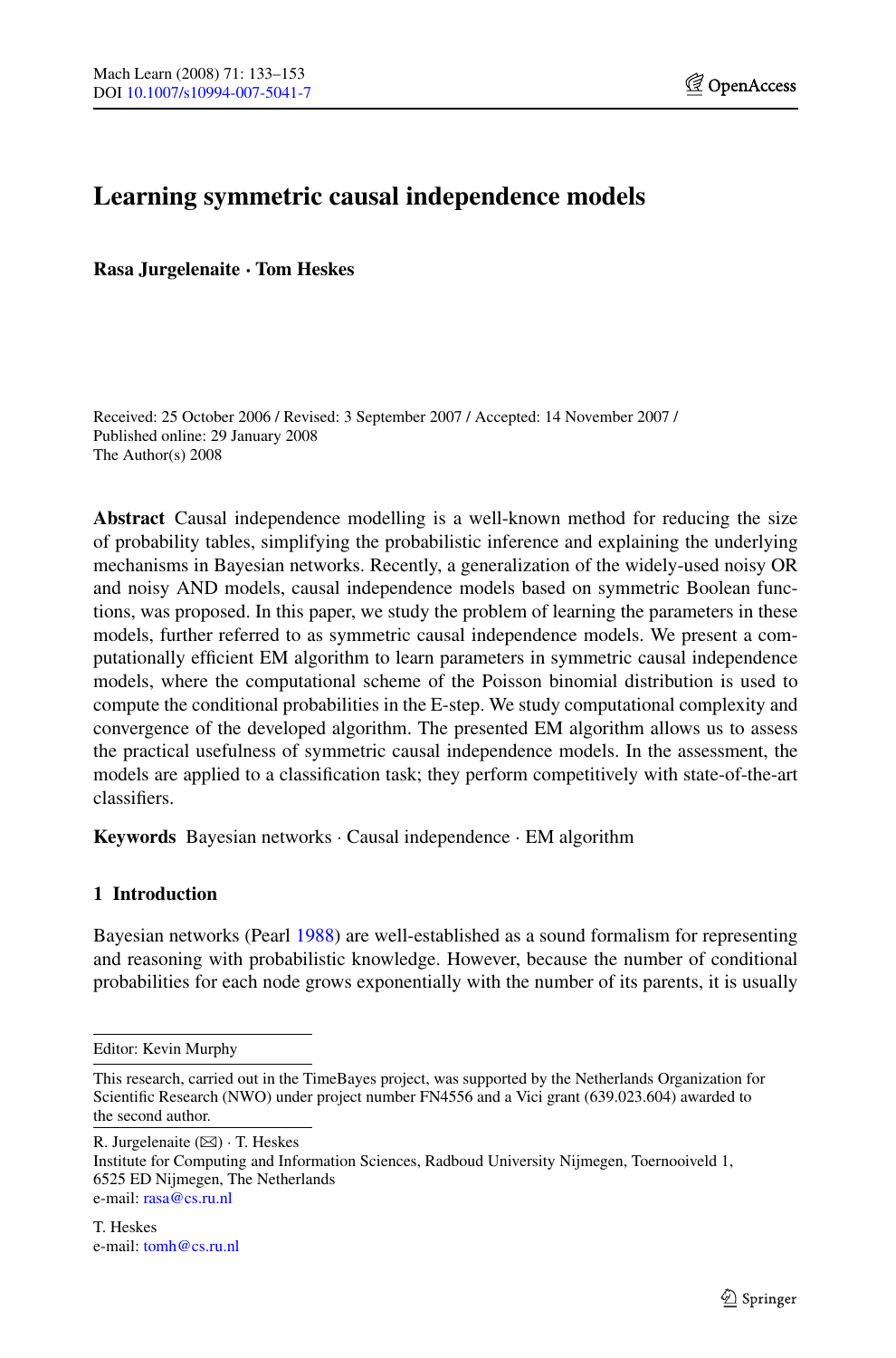# Learning symmetric causal independence models

**Rasa Jurgelenaite · Tom Heskes**

Received: 25 October 2006 / Revised: 3 September 2007 / Accepted: 14 November 2007 /
Published online: 29 January 2008
The Author(s) 2008

**Abstract** Causal independence modelling is a well-known method for reducing the size of probability tables, simplifying the probabilistic inference and explaining the underlying mechanisms in Bayesian networks. Recently, a generalization of the widely-used noisy OR and noisy AND models, causal independence models based on symmetric Boolean functions, was proposed. In this paper, we study the problem of learning the parameters in these models, further referred to as symmetric causal independence models. We present a computationally efficient EM algorithm to learn parameters in symmetric causal independence models, where the computational scheme of the Poisson binomial distribution is used to compute the conditional probabilities in the E-step. We study computational complexity and convergence of the developed algorithm. The presented EM algorithm allows us to assess the practical usefulness of symmetric causal independence models. In the assessment, the models are applied to a classification task; they perform competitively with state-of-the-art classifiers.

**Keywords** Bayesian networks · Causal independence · EM algorithm

## 1 Introduction

Bayesian networks (Pearl 1988) are well-established as a sound formalism for representing and reasoning with probabilistic knowledge. However, because the number of conditional probabilities for each node grows exponentially with the number of its parents, it is usually

---

Editor: Kevin Murphy

This research, carried out in the TimeBayes project, was supported by the Netherlands Organization for Scientific Research (NWO) under project number FN4556 and a Vici grant (639.023.604) awarded to the second author.

R. Jurgelenaite (✉) · T. Heskes
Institute for Computing and Information Sciences, Radboud University Nijmegen, Toernooiveld 1, 6525 ED Nijmegen, The Netherlands
e-mail: rasa@cs.ru.nl

T. Heskes
e-mail: tomh@cs.ru.nl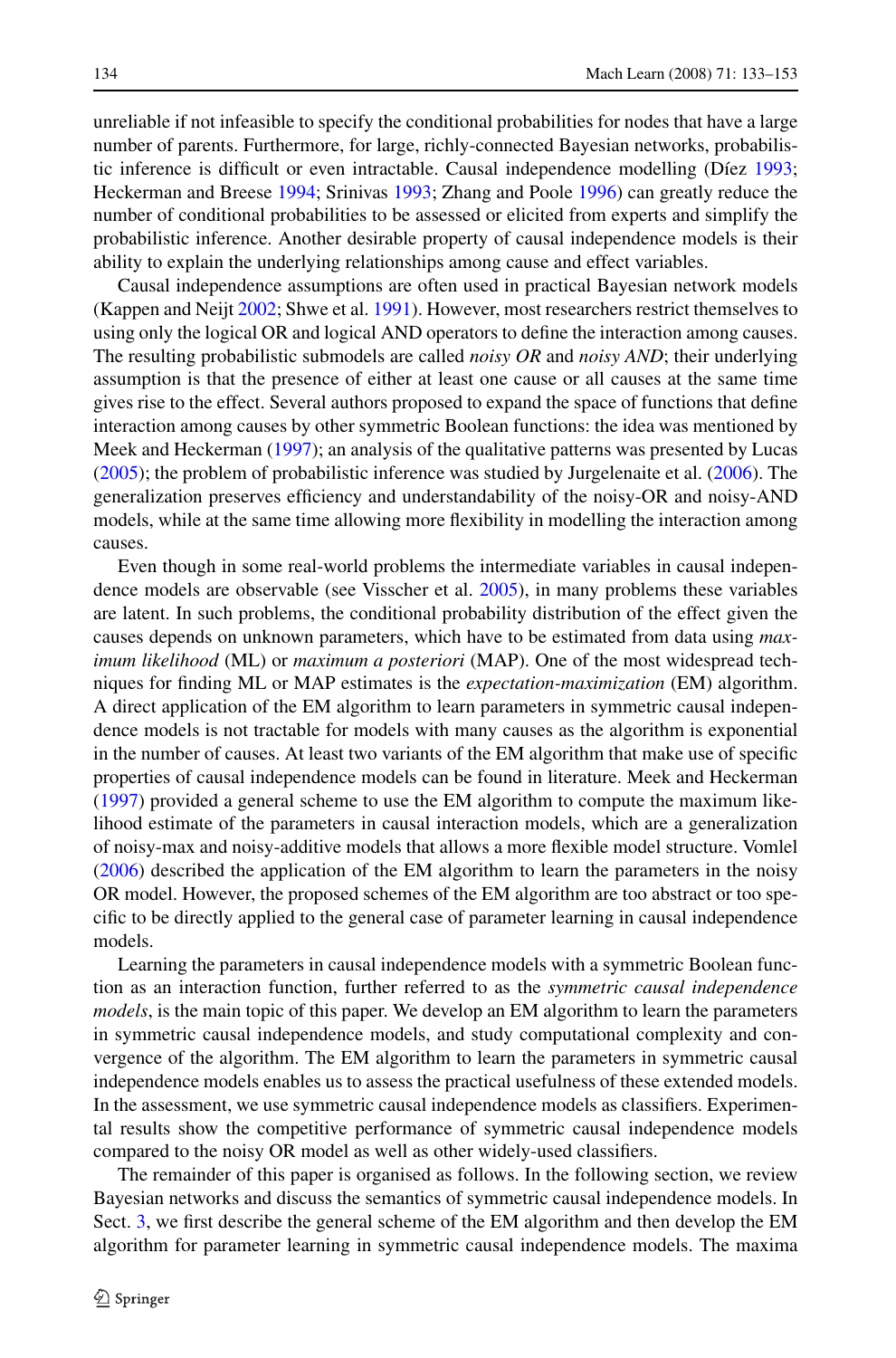unreliable if not infeasible to specify the conditional probabilities for nodes that have a large number of parents. Furthermore, for large, richly-connected Bayesian networks, probabilistic inference is difficult or even intractable. Causal independence modelling (Díez 1993; Heckerman and Breese 1994; Srinivas 1993; Zhang and Poole 1996) can greatly reduce the number of conditional probabilities to be assessed or elicited from experts and simplify the probabilistic inference. Another desirable property of causal independence models is their ability to explain the underlying relationships among cause and effect variables.

Causal independence assumptions are often used in practical Bayesian network models (Kappen and Neijt 2002; Shwe et al. 1991). However, most researchers restrict themselves to using only the logical OR and logical AND operators to define the interaction among causes. The resulting probabilistic submodels are called *noisy OR* and *noisy AND*; their underlying assumption is that the presence of either at least one cause or all causes at the same time gives rise to the effect. Several authors proposed to expand the space of functions that define interaction among causes by other symmetric Boolean functions: the idea was mentioned by Meek and Heckerman (1997); an analysis of the qualitative patterns was presented by Lucas (2005); the problem of probabilistic inference was studied by Jurgelenaite et al. (2006). The generalization preserves efficiency and understandability of the noisy-OR and noisy-AND models, while at the same time allowing more flexibility in modelling the interaction among causes.

Even though in some real-world problems the intermediate variables in causal independence models are observable (see Visscher et al. 2005), in many problems these variables are latent. In such problems, the conditional probability distribution of the effect given the causes depends on unknown parameters, which have to be estimated from data using *maximum likelihood* (ML) or *maximum a posteriori* (MAP). One of the most widespread techniques for finding ML or MAP estimates is the *expectation-maximization* (EM) algorithm. A direct application of the EM algorithm to learn parameters in symmetric causal independence models is not tractable for models with many causes as the algorithm is exponential in the number of causes. At least two variants of the EM algorithm that make use of specific properties of causal independence models can be found in literature. Meek and Heckerman (1997) provided a general scheme to use the EM algorithm to compute the maximum likelihood estimate of the parameters in causal interaction models, which are a generalization of noisy-max and noisy-additive models that allows a more flexible model structure. Vomlel (2006) described the application of the EM algorithm to learn the parameters in the noisy OR model. However, the proposed schemes of the EM algorithm are too abstract or too specific to be directly applied to the general case of parameter learning in causal independence models.

Learning the parameters in causal independence models with a symmetric Boolean function as an interaction function, further referred to as the *symmetric causal independence models*, is the main topic of this paper. We develop an EM algorithm to learn the parameters in symmetric causal independence models, and study computational complexity and convergence of the algorithm. The EM algorithm to learn the parameters in symmetric causal independence models enables us to assess the practical usefulness of these extended models. In the assessment, we use symmetric causal independence models as classifiers. Experimental results show the competitive performance of symmetric causal independence models compared to the noisy OR model as well as other widely-used classifiers.

The remainder of this paper is organised as follows. In the following section, we review Bayesian networks and discuss the semantics of symmetric causal independence models. In Sect. 3, we first describe the general scheme of the EM algorithm and then develop the EM algorithm for parameter learning in symmetric causal independence models. The maxima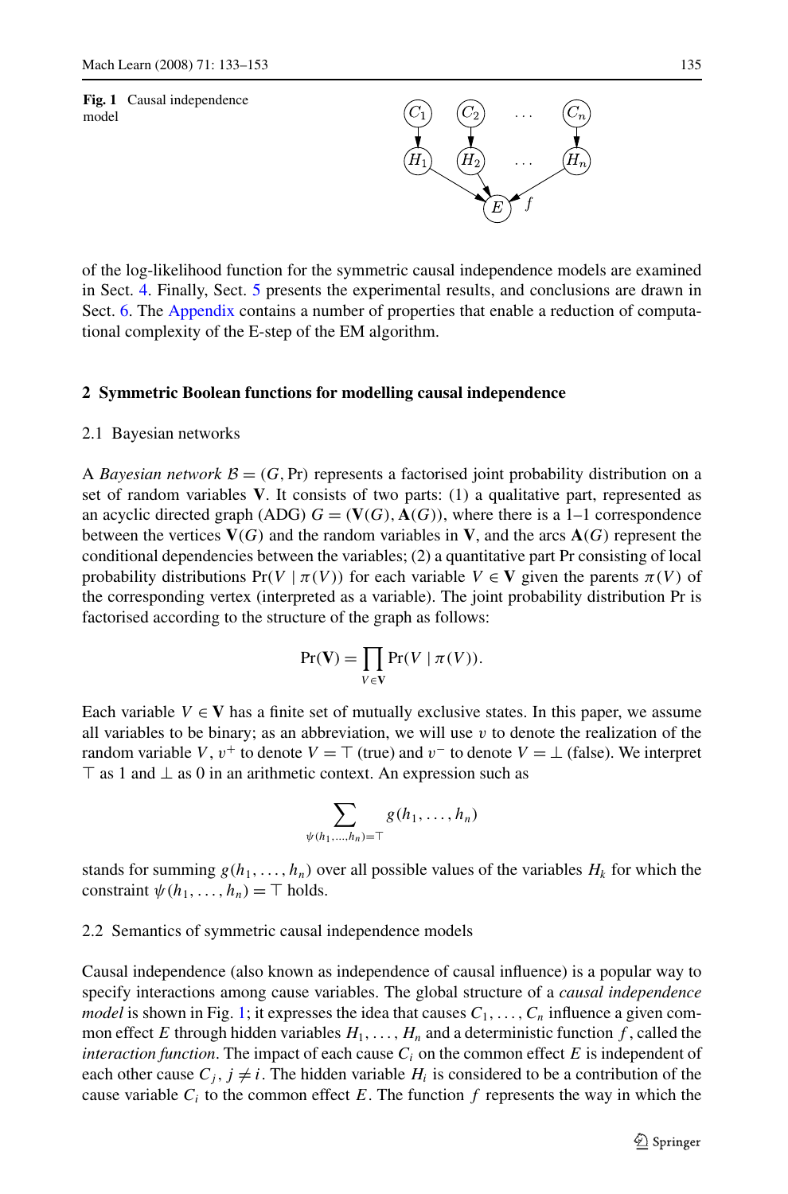**Fig. 1** Causal independence model

of the log-likelihood function for the symmetric causal independence models are examined in Sect. 4. Finally, Sect. 5 presents the experimental results, and conclusions are drawn in Sect. 6. The Appendix contains a number of properties that enable a reduction of computational complexity of the E-step of the EM algorithm.

## 2 Symmetric Boolean functions for modelling causal independence

### 2.1 Bayesian networks

A *Bayesian network* $\mathcal{B} = (G, \Pr)$ represents a factorised joint probability distribution on a set of random variables $\mathbf{V}$. It consists of two parts: (1) a qualitative part, represented as an acyclic directed graph (ADG) $G = (\mathbf{V}(G), \mathbf{A}(G))$, where there is a 1–1 correspondence between the vertices $\mathbf{V}(G)$ and the random variables in $\mathbf{V}$, and the arcs $\mathbf{A}(G)$ represent the conditional dependencies between the variables; (2) a quantitative part Pr consisting of local probability distributions $\Pr(V \mid \pi(V))$ for each variable $V \in \mathbf{V}$ given the parents $\pi(V)$ of the corresponding vertex (interpreted as a variable). The joint probability distribution Pr is factorised according to the structure of the graph as follows:

$$\Pr(\mathbf{V}) = \prod_{V \in \mathbf{V}} \Pr(V \mid \pi(V)).$$

Each variable $V \in \mathbf{V}$ has a finite set of mutually exclusive states. In this paper, we assume all variables to be binary; as an abbreviation, we will use $v$ to denote the realization of the random variable $V$, $v^+$ to denote $V = \top$ (true) and $v^-$ to denote $V = \bot$ (false). We interpret $\top$ as 1 and $\bot$ as 0 in an arithmetic context. An expression such as

$$\sum_{\psi(h_1,\ldots,h_n)=\top} g(h_1, \ldots, h_n)$$

stands for summing $g(h_1, \ldots, h_n)$ over all possible values of the variables $H_k$ for which the constraint $\psi(h_1, \ldots, h_n) = \top$ holds.

### 2.2 Semantics of symmetric causal independence models

Causal independence (also known as independence of causal influence) is a popular way to specify interactions among cause variables. The global structure of a *causal independence model* is shown in Fig. 1; it expresses the idea that causes $C_1, \ldots, C_n$ influence a given common effect $E$ through hidden variables $H_1, \ldots, H_n$ and a deterministic function $f$, called the *interaction function*. The impact of each cause $C_i$ on the common effect $E$ is independent of each other cause $C_j$, $j \neq i$. The hidden variable $H_i$ is considered to be a contribution of the cause variable $C_i$ to the common effect $E$. The function $f$ represents the way in which the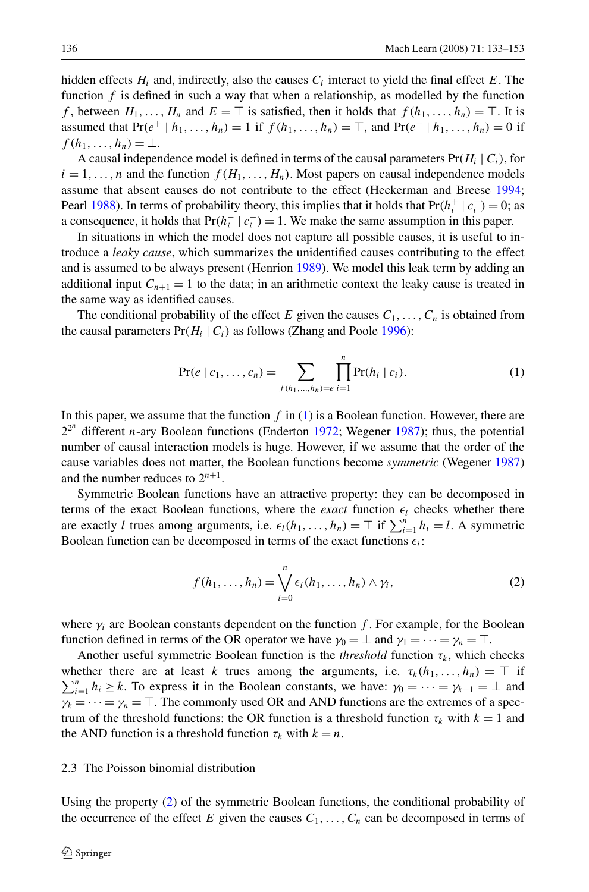hidden effects $H_i$ and, indirectly, also the causes $C_i$ interact to yield the final effect $E$. The function $f$ is defined in such a way that when a relationship, as modelled by the function $f$, between $H_1, \ldots, H_n$ and $E = \top$ is satisfied, then it holds that $f(h_1, \ldots, h_n) = \top$. It is assumed that $\Pr(e^+ \mid h_1, \ldots, h_n) = 1$ if $f(h_1, \ldots, h_n) = \top$, and $\Pr(e^+ \mid h_1, \ldots, h_n) = 0$ if $f(h_1, \ldots, h_n) = \bot$.

A causal independence model is defined in terms of the causal parameters $\Pr(H_i \mid C_i)$, for $i = 1, \ldots, n$ and the function $f(H_1, \ldots, H_n)$. Most papers on causal independence models assume that absent causes do not contribute to the effect (Heckerman and Breese 1994; Pearl 1988). In terms of probability theory, this implies that it holds that $\Pr(h_i^+ \mid c_i^-) = 0$; as a consequence, it holds that $\Pr(h_i^- \mid c_i^-) = 1$. We make the same assumption in this paper.

In situations in which the model does not capture all possible causes, it is useful to introduce a *leaky cause*, which summarizes the unidentified causes contributing to the effect and is assumed to be always present (Henrion 1989). We model this leak term by adding an additional input $C_{n+1} = 1$ to the data; in an arithmetic context the leaky cause is treated in the same way as identified causes.

The conditional probability of the effect $E$ given the causes $C_1, \ldots, C_n$ is obtained from the causal parameters $\Pr(H_i \mid C_i)$ as follows (Zhang and Poole 1996):

$$\Pr(e \mid c_1, \ldots, c_n) = \sum_{f(h_1, \ldots, h_n) = e} \prod_{i=1}^{n} \Pr(h_i \mid c_i). \tag{1}$$

In this paper, we assume that the function $f$ in (1) is a Boolean function. However, there are $2^{2^n}$ different $n$-ary Boolean functions (Enderton 1972; Wegener 1987); thus, the potential number of causal interaction models is huge. However, if we assume that the order of the cause variables does not matter, the Boolean functions become *symmetric* (Wegener 1987) and the number reduces to $2^{n+1}$.

Symmetric Boolean functions have an attractive property: they can be decomposed in terms of the exact Boolean functions, where the *exact* function $\epsilon_l$ checks whether there are exactly $l$ trues among arguments, i.e. $\epsilon_l(h_1, \ldots, h_n) = \top$ if $\sum_{i=1}^{n} h_i = l$. A symmetric Boolean function can be decomposed in terms of the exact functions $\epsilon_i$:

$$f(h_1, \ldots, h_n) = \bigvee_{i=0}^{n} \epsilon_i(h_1, \ldots, h_n) \wedge \gamma_i, \tag{2}$$

where $\gamma_i$ are Boolean constants dependent on the function $f$. For example, for the Boolean function defined in terms of the OR operator we have $\gamma_0 = \bot$ and $\gamma_1 = \cdots = \gamma_n = \top$.

Another useful symmetric Boolean function is the *threshold* function $\tau_k$, which checks whether there are at least $k$ trues among the arguments, i.e. $\tau_k(h_1, \ldots, h_n) = \top$ if $\sum_{i=1}^{n} h_i \geq k$. To express it in the Boolean constants, we have: $\gamma_0 = \cdots = \gamma_{k-1} = \bot$ and $\gamma_k = \cdots = \gamma_n = \top$. The commonly used OR and AND functions are the extremes of a spectrum of the threshold functions: the OR function is a threshold function $\tau_k$ with $k = 1$ and the AND function is a threshold function $\tau_k$ with $k = n$.

### 2.3 The Poisson binomial distribution

Using the property (2) of the symmetric Boolean functions, the conditional probability of the occurrence of the effect $E$ given the causes $C_1, \ldots, C_n$ can be decomposed in terms of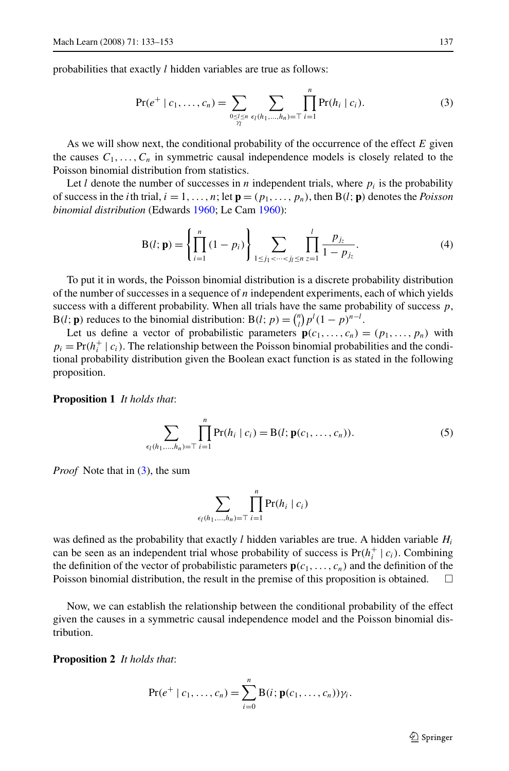probabilities that exactly $l$ hidden variables are true as follows:

$$\Pr(e^+ \mid c_1, \ldots, c_n) = \sum_{\substack{0 \le l \le n \\ \gamma_l}} \sum_{\epsilon_l(h_1,\ldots,h_n)=\top} \prod_{i=1}^{n} \Pr(h_i \mid c_i). \tag{3}$$

As we will show next, the conditional probability of the occurrence of the effect $E$ given the causes $C_1, \ldots, C_n$ in symmetric causal independence models is closely related to the Poisson binomial distribution from statistics.

Let $l$ denote the number of successes in $n$ independent trials, where $p_i$ is the probability of success in the $i$th trial, $i = 1, \ldots, n$; let $\mathbf{p} = (p_1, \ldots, p_n)$, then $\mathrm{B}(l; \mathbf{p})$ denotes the *Poisson binomial distribution* (Edwards 1960; Le Cam 1960):

$$\mathrm{B}(l; \mathbf{p}) = \left\{ \prod_{i=1}^{n} (1 - p_i) \right\} \sum_{1 \le j_1 < \cdots < j_l \le n} \prod_{z=1}^{l} \frac{p_{j_z}}{1 - p_{j_z}}. \tag{4}$$

To put it in words, the Poisson binomial distribution is a discrete probability distribution of the number of successes in a sequence of $n$ independent experiments, each of which yields success with a different probability. When all trials have the same probability of success $p$, $\mathrm{B}(l; \mathbf{p})$ reduces to the binomial distribution: $\mathrm{B}(l; p) = \binom{n}{l} p^l (1-p)^{n-l}$.

Let us define a vector of probabilistic parameters $\mathbf{p}(c_1, \ldots, c_n) = (p_1, \ldots, p_n)$ with $p_i = \Pr(h_i^+ \mid c_i)$. The relationship between the Poisson binomial probabilities and the conditional probability distribution given the Boolean exact function is as stated in the following proposition.

**Proposition 1** *It holds that*:

$$\sum_{\epsilon_l(h_1,\ldots,h_n)=\top} \prod_{i=1}^{n} \Pr(h_i \mid c_i) = \mathrm{B}(l; \mathbf{p}(c_1, \ldots, c_n)). \tag{5}$$

*Proof* Note that in (3), the sum

$$\sum_{\epsilon_l(h_1,\ldots,h_n)=\top} \prod_{i=1}^{n} \Pr(h_i \mid c_i)$$

was defined as the probability that exactly $l$ hidden variables are true. A hidden variable $H_i$ can be seen as an independent trial whose probability of success is $\Pr(h_i^+ \mid c_i)$. Combining the definition of the vector of probabilistic parameters $\mathbf{p}(c_1, \ldots, c_n)$ and the definition of the Poisson binomial distribution, the result in the premise of this proposition is obtained. $\square$

Now, we can establish the relationship between the conditional probability of the effect given the causes in a symmetric causal independence model and the Poisson binomial distribution.

**Proposition 2** *It holds that*:

$$\Pr(e^+ \mid c_1, \ldots, c_n) = \sum_{i=0}^{n} \mathrm{B}(i; \mathbf{p}(c_1, \ldots, c_n)) \gamma_i.$$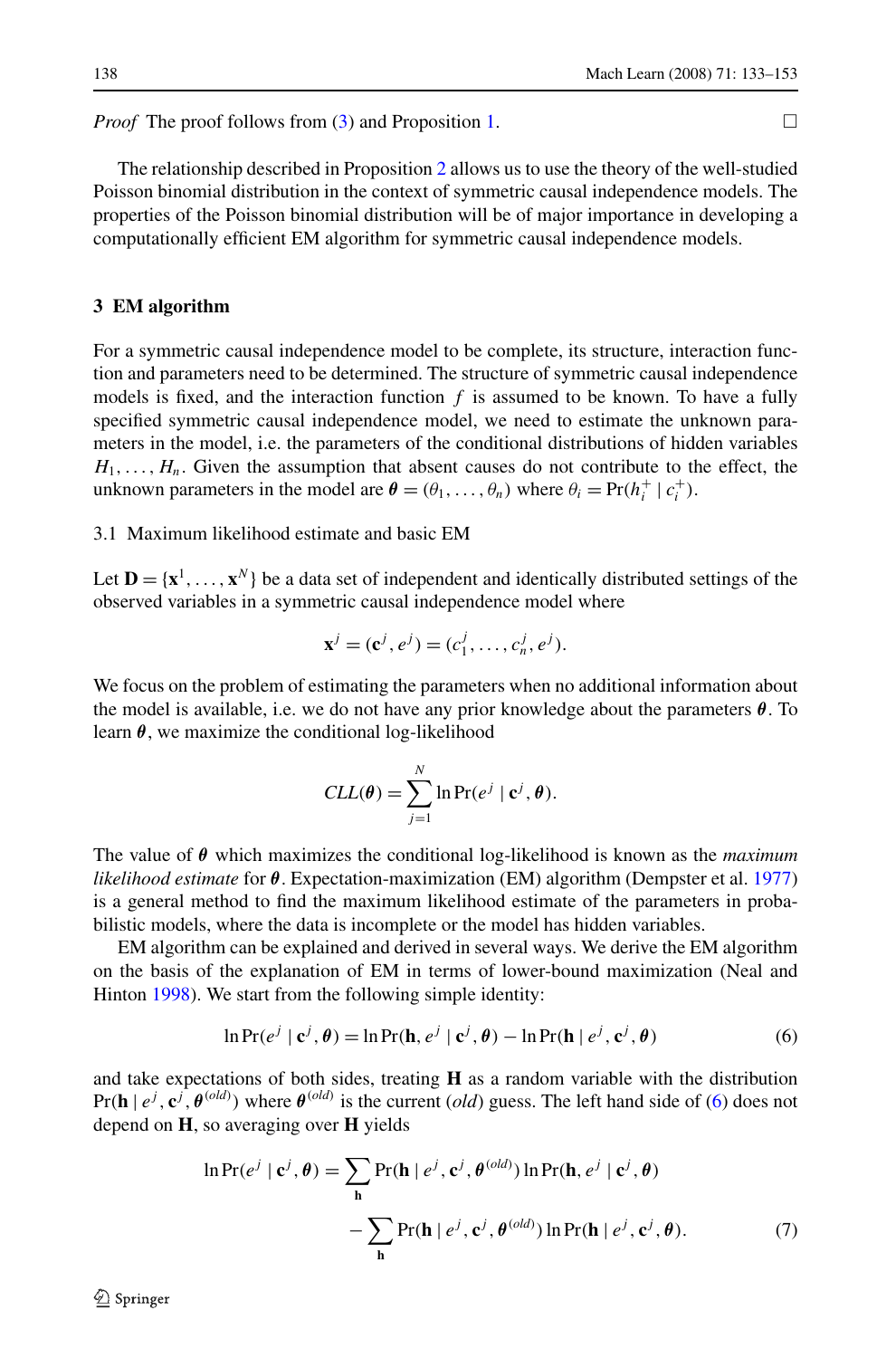*Proof* The proof follows from (3) and Proposition 1. □

The relationship described in Proposition 2 allows us to use the theory of the well-studied Poisson binomial distribution in the context of symmetric causal independence models. The properties of the Poisson binomial distribution will be of major importance in developing a computationally efficient EM algorithm for symmetric causal independence models.

## 3 EM algorithm

For a symmetric causal independence model to be complete, its structure, interaction function and parameters need to be determined. The structure of symmetric causal independence models is fixed, and the interaction function $f$ is assumed to be known. To have a fully specified symmetric causal independence model, we need to estimate the unknown parameters in the model, i.e. the parameters of the conditional distributions of hidden variables $H_1, \ldots, H_n$. Given the assumption that absent causes do not contribute to the effect, the unknown parameters in the model are $\boldsymbol{\theta} = (\theta_1, \ldots, \theta_n)$ where $\theta_i = \Pr(h_i^+ \mid c_i^+)$.

### 3.1 Maximum likelihood estimate and basic EM

Let $\mathbf{D} = \{\mathbf{x}^1, \ldots, \mathbf{x}^N\}$ be a data set of independent and identically distributed settings of the observed variables in a symmetric causal independence model where

$$\mathbf{x}^j = (\mathbf{c}^j, e^j) = (c_1^j, \ldots, c_n^j, e^j).$$

We focus on the problem of estimating the parameters when no additional information about the model is available, i.e. we do not have any prior knowledge about the parameters $\boldsymbol{\theta}$. To learn $\boldsymbol{\theta}$, we maximize the conditional log-likelihood

$$CLL(\boldsymbol{\theta}) = \sum_{j=1}^{N} \ln \Pr(e^j \mid \mathbf{c}^j, \boldsymbol{\theta}).$$

The value of $\boldsymbol{\theta}$ which maximizes the conditional log-likelihood is known as the *maximum likelihood estimate* for $\boldsymbol{\theta}$. Expectation-maximization (EM) algorithm (Dempster et al. 1977) is a general method to find the maximum likelihood estimate of the parameters in probabilistic models, where the data is incomplete or the model has hidden variables.

EM algorithm can be explained and derived in several ways. We derive the EM algorithm on the basis of the explanation of EM in terms of lower-bound maximization (Neal and Hinton 1998). We start from the following simple identity:

$$\ln \Pr(e^j \mid \mathbf{c}^j, \boldsymbol{\theta}) = \ln \Pr(\mathbf{h}, e^j \mid \mathbf{c}^j, \boldsymbol{\theta}) - \ln \Pr(\mathbf{h} \mid e^j, \mathbf{c}^j, \boldsymbol{\theta}) \tag{6}$$

and take expectations of both sides, treating $\mathbf{H}$ as a random variable with the distribution $\Pr(\mathbf{h} \mid e^j, \mathbf{c}^j, \boldsymbol{\theta}^{(old)})$ where $\boldsymbol{\theta}^{(old)}$ is the current (*old*) guess. The left hand side of (6) does not depend on $\mathbf{H}$, so averaging over $\mathbf{H}$ yields

$$\begin{aligned}\ln \Pr(e^j \mid \mathbf{c}^j, \boldsymbol{\theta}) &= \sum_{\mathbf{h}} \Pr(\mathbf{h} \mid e^j, \mathbf{c}^j, \boldsymbol{\theta}^{(old)}) \ln \Pr(\mathbf{h}, e^j \mid \mathbf{c}^j, \boldsymbol{\theta}) \\ &\quad - \sum_{\mathbf{h}} \Pr(\mathbf{h} \mid e^j, \mathbf{c}^j, \boldsymbol{\theta}^{(old)}) \ln \Pr(\mathbf{h} \mid e^j, \mathbf{c}^j, \boldsymbol{\theta}).\end{aligned} \tag{7}$$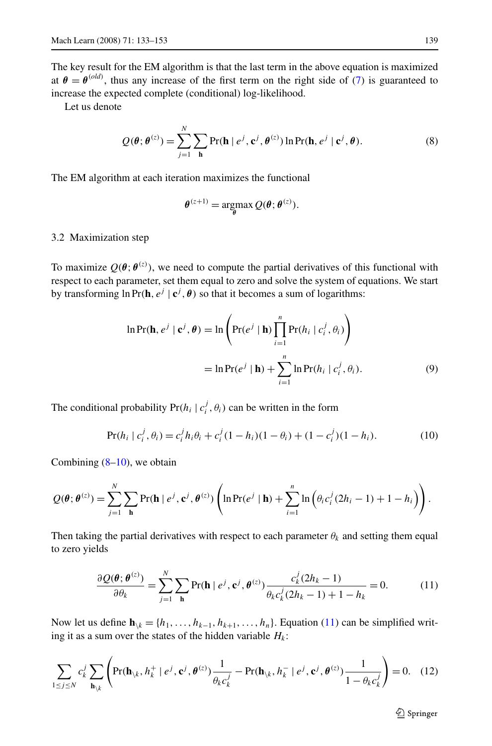The key result for the EM algorithm is that the last term in the above equation is maximized at $\boldsymbol{\theta} = \boldsymbol{\theta}^{(old)}$, thus any increase of the first term on the right side of (7) is guaranteed to increase the expected complete (conditional) log-likelihood.

Let us denote

$$Q(\boldsymbol{\theta}; \boldsymbol{\theta}^{(z)}) = \sum_{j=1}^{N} \sum_{\mathbf{h}} \Pr(\mathbf{h} \mid e^j, \mathbf{c}^j, \boldsymbol{\theta}^{(z)}) \ln \Pr(\mathbf{h}, e^j \mid \mathbf{c}^j, \boldsymbol{\theta}). \tag{8}$$

The EM algorithm at each iteration maximizes the functional

$$\boldsymbol{\theta}^{(z+1)} = \operatorname*{argmax}_{\boldsymbol{\theta}} Q(\boldsymbol{\theta}; \boldsymbol{\theta}^{(z)}).$$

### 3.2 Maximization step

To maximize $Q(\boldsymbol{\theta}; \boldsymbol{\theta}^{(z)})$, we need to compute the partial derivatives of this functional with respect to each parameter, set them equal to zero and solve the system of equations. We start by transforming $\ln \Pr(\mathbf{h}, e^j \mid \mathbf{c}^j, \boldsymbol{\theta})$ so that it becomes a sum of logarithms:

$$\begin{aligned} \ln \Pr(\mathbf{h}, e^j \mid \mathbf{c}^j, \boldsymbol{\theta}) &= \ln \left( \Pr(e^j \mid \mathbf{h}) \prod_{i=1}^{n} \Pr(h_i \mid c_i^j, \theta_i) \right) \\ &= \ln \Pr(e^j \mid \mathbf{h}) + \sum_{i=1}^{n} \ln \Pr(h_i \mid c_i^j, \theta_i). \end{aligned} \tag{9}$$

The conditional probability $\Pr(h_i \mid c_i^j, \theta_i)$ can be written in the form

$$\Pr(h_i \mid c_i^j, \theta_i) = c_i^j h_i \theta_i + c_i^j (1 - h_i)(1 - \theta_i) + (1 - c_i^j)(1 - h_i). \tag{10}$$

Combining (8–10), we obtain

$$Q(\boldsymbol{\theta}; \boldsymbol{\theta}^{(z)}) = \sum_{j=1}^{N} \sum_{\mathbf{h}} \Pr(\mathbf{h} \mid e^j, \mathbf{c}^j, \boldsymbol{\theta}^{(z)}) \left( \ln \Pr(e^j \mid \mathbf{h}) + \sum_{i=1}^{n} \ln \left( \theta_i c_i^j (2h_i - 1) + 1 - h_i \right) \right).$$

Then taking the partial derivatives with respect to each parameter $\theta_k$ and setting them equal to zero yields

$$\frac{\partial Q(\boldsymbol{\theta}; \boldsymbol{\theta}^{(z)})}{\partial \theta_k} = \sum_{j=1}^{N} \sum_{\mathbf{h}} \Pr(\mathbf{h} \mid e^j, \mathbf{c}^j, \boldsymbol{\theta}^{(z)}) \frac{c_k^j (2h_k - 1)}{\theta_k c_k^j (2h_k - 1) + 1 - h_k} = 0. \tag{11}$$

Now let us define $\mathbf{h}_{\setminus k} = \{h_1, \ldots, h_{k-1}, h_{k+1}, \ldots, h_n\}$. Equation (11) can be simplified writing it as a sum over the states of the hidden variable $H_k$:

$$\sum_{1 \le j \le N} c_k^j \sum_{\mathbf{h}_{\setminus k}} \left( \Pr(\mathbf{h}_{\setminus k}, h_k^+ \mid e^j, \mathbf{c}^j, \boldsymbol{\theta}^{(z)}) \frac{1}{\theta_k c_k^j} - \Pr(\mathbf{h}_{\setminus k}, h_k^- \mid e^j, \mathbf{c}^j, \boldsymbol{\theta}^{(z)}) \frac{1}{1 - \theta_k c_k^j} \right) = 0. \tag{12}$$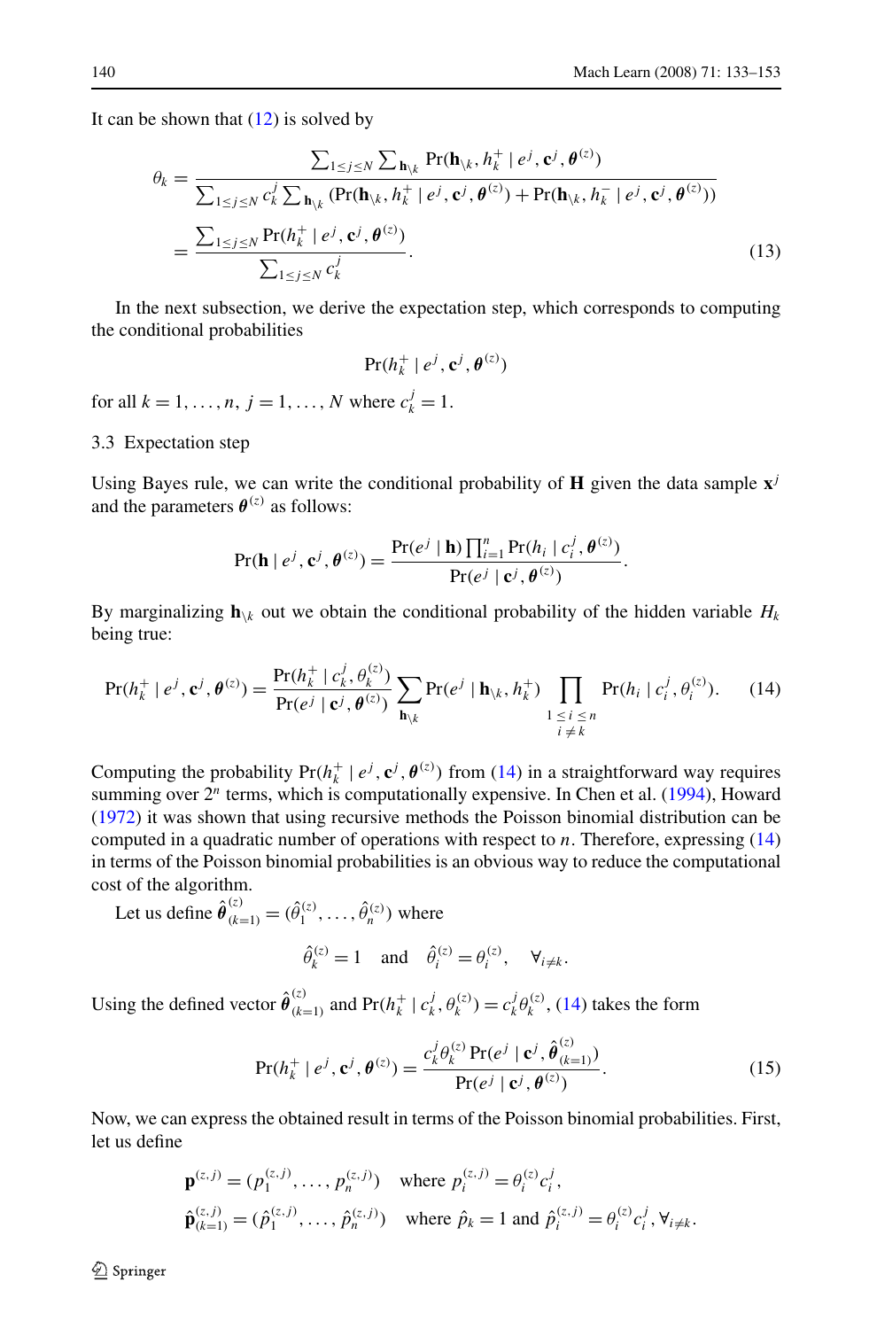It can be shown that (12) is solved by

$$\theta_k = \frac{\sum_{1 \le j \le N} \sum_{\mathbf{h}_{\setminus k}} \Pr(\mathbf{h}_{\setminus k}, h_k^+ \mid e^j, \mathbf{c}^j, \boldsymbol{\theta}^{(z)})}{\sum_{1 \le j \le N} c_k^j \sum_{\mathbf{h}_{\setminus k}} (\Pr(\mathbf{h}_{\setminus k}, h_k^+ \mid e^j, \mathbf{c}^j, \boldsymbol{\theta}^{(z)}) + \Pr(\mathbf{h}_{\setminus k}, h_k^- \mid e^j, \mathbf{c}^j, \boldsymbol{\theta}^{(z)}))}$$
$$= \frac{\sum_{1 \le j \le N} \Pr(h_k^+ \mid e^j, \mathbf{c}^j, \boldsymbol{\theta}^{(z)})}{\sum_{1 \le j \le N} c_k^j}. \tag{13}$$

In the next subsection, we derive the expectation step, which corresponds to computing the conditional probabilities

$$\Pr(h_k^+ \mid e^j, \mathbf{c}^j, \boldsymbol{\theta}^{(z)})$$

for all $k = 1, \ldots, n$, $j = 1, \ldots, N$ where $c_k^j = 1$.

### 3.3 Expectation step

Using Bayes rule, we can write the conditional probability of $\mathbf{H}$ given the data sample $\mathbf{x}^j$ and the parameters $\boldsymbol{\theta}^{(z)}$ as follows:

$$\Pr(\mathbf{h} \mid e^j, \mathbf{c}^j, \boldsymbol{\theta}^{(z)}) = \frac{\Pr(e^j \mid \mathbf{h}) \prod_{i=1}^n \Pr(h_i \mid c_i^j, \boldsymbol{\theta}^{(z)})}{\Pr(e^j \mid \mathbf{c}^j, \boldsymbol{\theta}^{(z)})}.$$

By marginalizing $\mathbf{h}_{\setminus k}$ out we obtain the conditional probability of the hidden variable $H_k$ being true:

$$\Pr(h_k^+ \mid e^j, \mathbf{c}^j, \boldsymbol{\theta}^{(z)}) = \frac{\Pr(h_k^+ \mid c_k^j, \theta_k^{(z)})}{\Pr(e^j \mid \mathbf{c}^j, \boldsymbol{\theta}^{(z)})} \sum_{\mathbf{h}_{\setminus k}} \Pr(e^j \mid \mathbf{h}_{\setminus k}, h_k^+) \prod_{\substack{1 \le i \le n \\ i \ne k}} \Pr(h_i \mid c_i^j, \theta_i^{(z)}). \tag{14}$$

Computing the probability $\Pr(h_k^+ \mid e^j, \mathbf{c}^j, \boldsymbol{\theta}^{(z)})$ from (14) in a straightforward way requires summing over $2^n$ terms, which is computationally expensive. In Chen et al. (1994), Howard (1972) it was shown that using recursive methods the Poisson binomial distribution can be computed in a quadratic number of operations with respect to $n$. Therefore, expressing (14) in terms of the Poisson binomial probabilities is an obvious way to reduce the computational cost of the algorithm.

Let us define $\hat{\boldsymbol{\theta}}^{(z)}_{(k=1)} = (\hat{\theta}_1^{(z)}, \ldots, \hat{\theta}_n^{(z)})$ where

$$\hat{\theta}_k^{(z)} = 1 \quad \text{and} \quad \hat{\theta}_i^{(z)} = \theta_i^{(z)}, \quad \forall_{i \ne k}.$$

Using the defined vector $\hat{\boldsymbol{\theta}}^{(z)}_{(k=1)}$ and $\Pr(h_k^+ \mid c_k^j, \theta_k^{(z)}) = c_k^j \theta_k^{(z)}$, (14) takes the form

$$\Pr(h_k^+ \mid e^j, \mathbf{c}^j, \boldsymbol{\theta}^{(z)}) = \frac{c_k^j \theta_k^{(z)} \Pr(e^j \mid \mathbf{c}^j, \hat{\boldsymbol{\theta}}^{(z)}_{(k=1)})}{\Pr(e^j \mid \mathbf{c}^j, \boldsymbol{\theta}^{(z)})}. \tag{15}$$

Now, we can express the obtained result in terms of the Poisson binomial probabilities. First, let us define

$$\mathbf{p}^{(z,j)} = (p_1^{(z,j)}, \ldots, p_n^{(z,j)}) \quad \text{where } p_i^{(z,j)} = \theta_i^{(z)} c_i^j,$$
$$\hat{\mathbf{p}}^{(z,j)}_{(k=1)} = (\hat{p}_1^{(z,j)}, \ldots, \hat{p}_n^{(z,j)}) \quad \text{where } \hat{p}_k = 1 \text{ and } \hat{p}_i^{(z,j)} = \theta_i^{(z)} c_i^j, \forall_{i \ne k}.$$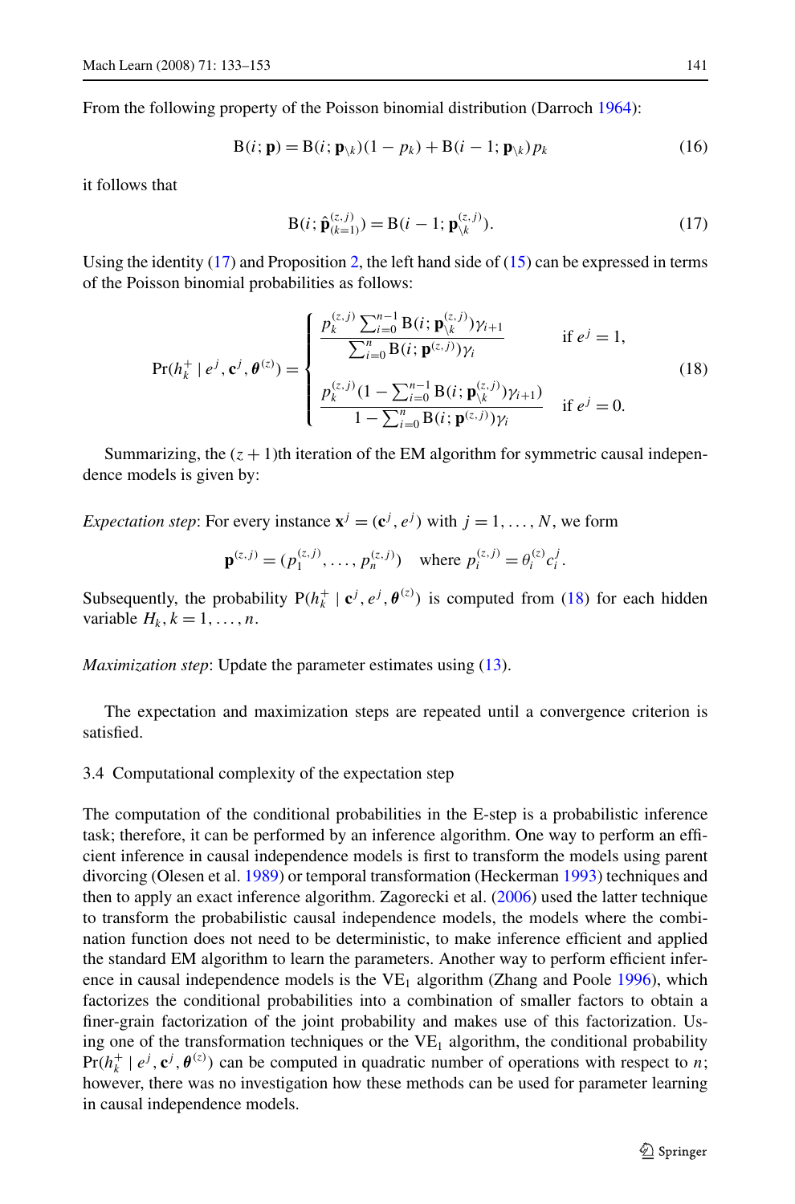From the following property of the Poisson binomial distribution (Darroch 1964):

$$\mathrm{B}(i; \mathbf{p}) = \mathrm{B}(i; \mathbf{p}_{\setminus k})(1 - p_k) + \mathrm{B}(i - 1; \mathbf{p}_{\setminus k}) p_k \tag{16}$$

it follows that

$$\mathrm{B}(i; \hat{\mathbf{p}}^{(z,j)}_{(k=1)}) = \mathrm{B}(i - 1; \mathbf{p}^{(z,j)}_{\setminus k}). \tag{17}$$

Using the identity (17) and Proposition 2, the left hand side of (15) can be expressed in terms of the Poisson binomial probabilities as follows:

$$\Pr(h_k^+ \mid e^j, \mathbf{c}^j, \boldsymbol{\theta}^{(z)}) = \begin{cases} \dfrac{p_k^{(z,j)} \sum_{i=0}^{n-1} \mathrm{B}(i; \mathbf{p}^{(z,j)}_{\setminus k}) \gamma_{i+1}}{\sum_{i=0}^{n} \mathrm{B}(i; \mathbf{p}^{(z,j)}) \gamma_i} & \text{if } e^j = 1, \\[2ex] \dfrac{p_k^{(z,j)} (1 - \sum_{i=0}^{n-1} \mathrm{B}(i; \mathbf{p}^{(z,j)}_{\setminus k}) \gamma_{i+1})}{1 - \sum_{i=0}^{n} \mathrm{B}(i; \mathbf{p}^{(z,j)}) \gamma_i} & \text{if } e^j = 0. \end{cases} \tag{18}$$

Summarizing, the $(z + 1)$th iteration of the EM algorithm for symmetric causal independence models is given by:

*Expectation step*: For every instance $\mathbf{x}^j = (\mathbf{c}^j, e^j)$ with $j = 1, \ldots, N$, we form

$$\mathbf{p}^{(z,j)} = (p_1^{(z,j)}, \ldots, p_n^{(z,j)}) \quad \text{where } p_i^{(z,j)} = \theta_i^{(z)} c_i^j.$$

Subsequently, the probability $\mathrm{P}(h_k^+ \mid \mathbf{c}^j, e^j, \boldsymbol{\theta}^{(z)})$ is computed from (18) for each hidden variable $H_k, k = 1, \ldots, n$.

*Maximization step*: Update the parameter estimates using (13).

The expectation and maximization steps are repeated until a convergence criterion is satisfied.

### 3.4 Computational complexity of the expectation step

The computation of the conditional probabilities in the E-step is a probabilistic inference task; therefore, it can be performed by an inference algorithm. One way to perform an efficient inference in causal independence models is first to transform the models using parent divorcing (Olesen et al. 1989) or temporal transformation (Heckerman 1993) techniques and then to apply an exact inference algorithm. Zagorecki et al. (2006) used the latter technique to transform the probabilistic causal independence models, the models where the combination function does not need to be deterministic, to make inference efficient and applied the standard EM algorithm to learn the parameters. Another way to perform efficient inference in causal independence models is the $\mathrm{VE}_1$ algorithm (Zhang and Poole 1996), which factorizes the conditional probabilities into a combination of smaller factors to obtain a finer-grain factorization of the joint probability and makes use of this factorization. Using one of the transformation techniques or the $\mathrm{VE}_1$ algorithm, the conditional probability $\Pr(h_k^+ \mid e^j, \mathbf{c}^j, \boldsymbol{\theta}^{(z)})$ can be computed in quadratic number of operations with respect to $n$; however, there was no investigation how these methods can be used for parameter learning in causal independence models.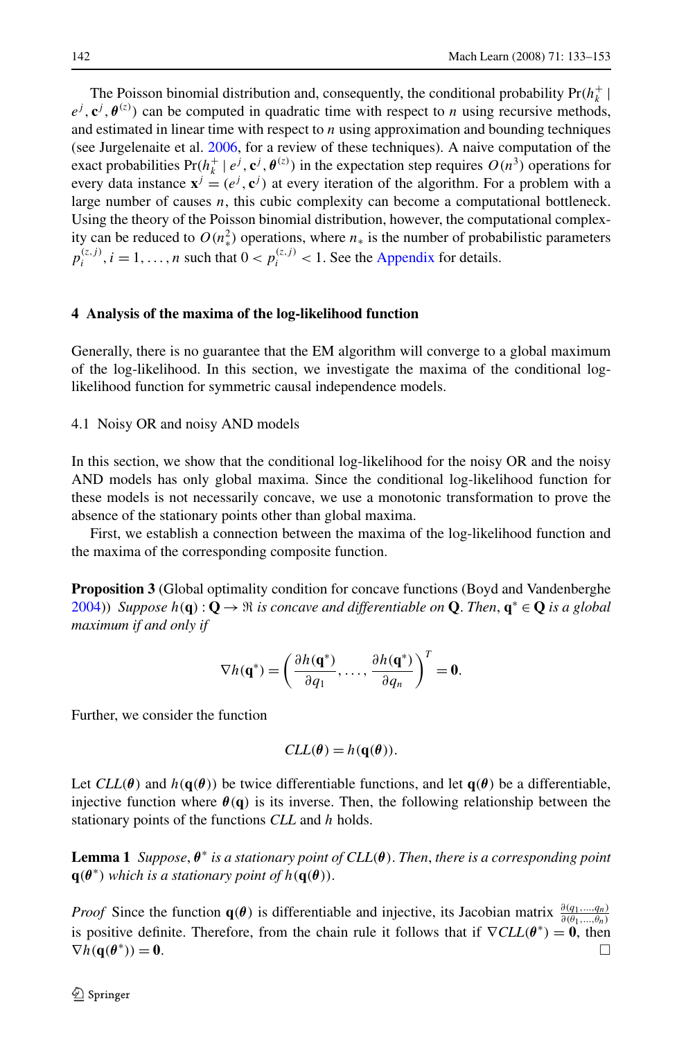The Poisson binomial distribution and, consequently, the conditional probability $\Pr(h_k^+ \mid e^j, \mathbf{c}^j, \boldsymbol{\theta}^{(z)})$ can be computed in quadratic time with respect to $n$ using recursive methods, and estimated in linear time with respect to $n$ using approximation and bounding techniques (see Jurgelenaite et al. 2006, for a review of these techniques). A naive computation of the exact probabilities $\Pr(h_k^+ \mid e^j, \mathbf{c}^j, \boldsymbol{\theta}^{(z)})$ in the expectation step requires $O(n^3)$ operations for every data instance $\mathbf{x}^j = (e^j, \mathbf{c}^j)$ at every iteration of the algorithm. For a problem with a large number of causes $n$, this cubic complexity can become a computational bottleneck. Using the theory of the Poisson binomial distribution, however, the computational complexity can be reduced to $O(n_*^2)$ operations, where $n_*$ is the number of probabilistic parameters $p_i^{(z,j)}, i = 1, \ldots, n$ such that $0 < p_i^{(z,j)} < 1$. See the Appendix for details.

## 4 Analysis of the maxima of the log-likelihood function

Generally, there is no guarantee that the EM algorithm will converge to a global maximum of the log-likelihood. In this section, we investigate the maxima of the conditional log-likelihood function for symmetric causal independence models.

### 4.1 Noisy OR and noisy AND models

In this section, we show that the conditional log-likelihood for the noisy OR and the noisy AND models has only global maxima. Since the conditional log-likelihood function for these models is not necessarily concave, we use a monotonic transformation to prove the absence of the stationary points other than global maxima.

First, we establish a connection between the maxima of the log-likelihood function and the maxima of the corresponding composite function.

**Proposition 3** (Global optimality condition for concave functions (Boyd and Vandenberghe 2004)) *Suppose $h(\mathbf{q}) : \mathbf{Q} \to \Re$ is concave and differentiable on $\mathbf{Q}$. Then, $\mathbf{q}^* \in \mathbf{Q}$ is a global maximum if and only if*

$$\nabla h(\mathbf{q}^*) = \left( \frac{\partial h(\mathbf{q}^*)}{\partial q_1}, \ldots, \frac{\partial h(\mathbf{q}^*)}{\partial q_n} \right)^T = \mathbf{0}.$$

Further, we consider the function

$$CLL(\boldsymbol{\theta}) = h(\mathbf{q}(\boldsymbol{\theta})).$$

Let $CLL(\boldsymbol{\theta})$ and $h(\mathbf{q}(\boldsymbol{\theta}))$ be twice differentiable functions, and let $\mathbf{q}(\boldsymbol{\theta})$ be a differentiable, injective function where $\boldsymbol{\theta}(\mathbf{q})$ is its inverse. Then, the following relationship between the stationary points of the functions $CLL$ and $h$ holds.

**Lemma 1** *Suppose, $\boldsymbol{\theta}^*$ is a stationary point of $CLL(\boldsymbol{\theta})$. Then, there is a corresponding point $\mathbf{q}(\boldsymbol{\theta}^*)$ which is a stationary point of $h(\mathbf{q}(\boldsymbol{\theta}))$.*

*Proof* Since the function $\mathbf{q}(\boldsymbol{\theta})$ is differentiable and injective, its Jacobian matrix $\frac{\partial(q_1,\ldots,q_n)}{\partial(\theta_1,\ldots,\theta_n)}$ is positive definite. Therefore, from the chain rule it follows that if $\nabla CLL(\boldsymbol{\theta}^*) = \mathbf{0}$, then $\nabla h(\mathbf{q}(\boldsymbol{\theta}^*)) = \mathbf{0}$. □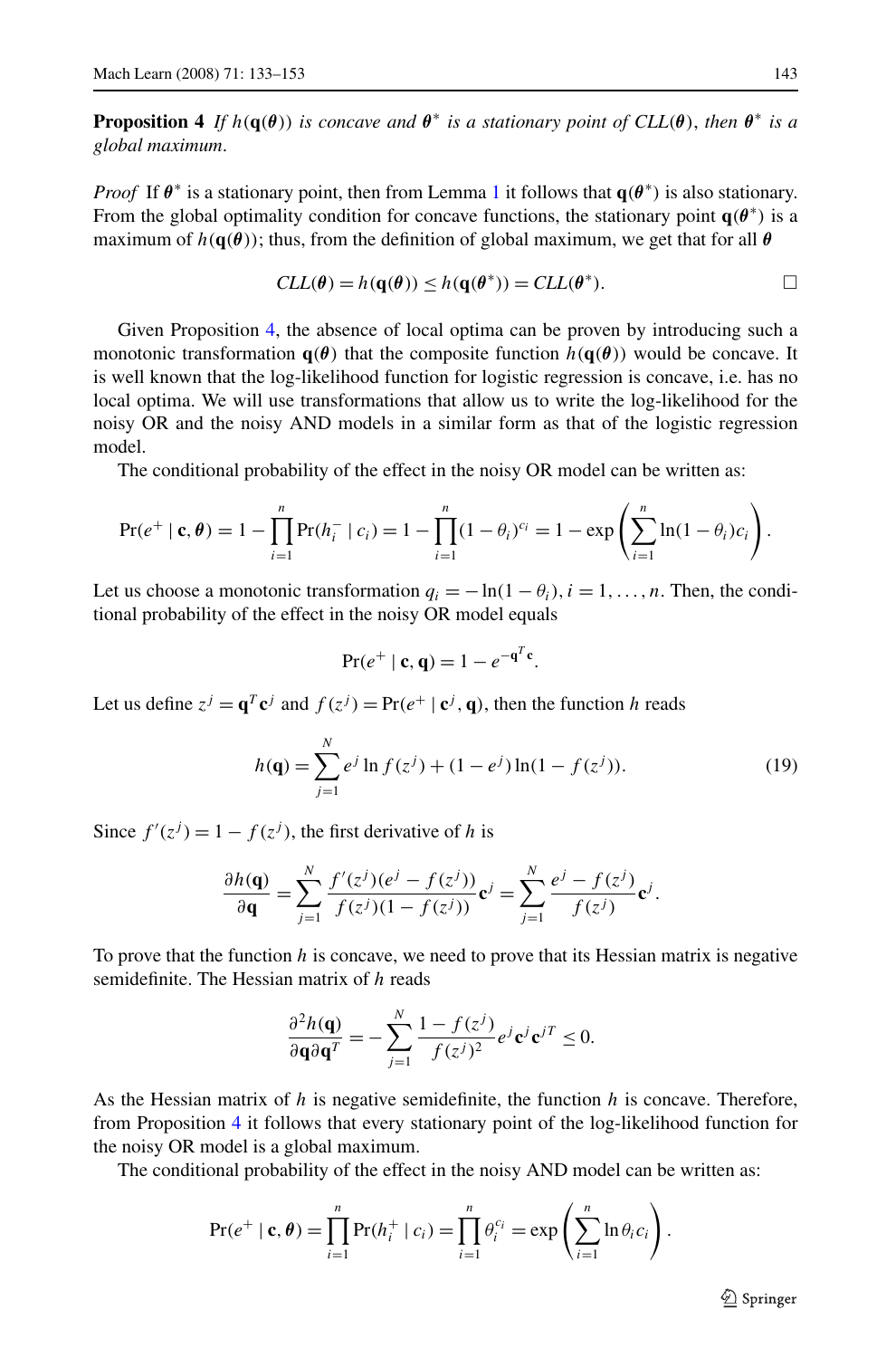**Proposition 4** *If $h(\mathbf{q}(\boldsymbol{\theta}))$ is concave and $\boldsymbol{\theta}^*$ is a stationary point of $CLL(\boldsymbol{\theta})$, then $\boldsymbol{\theta}^*$ is a global maximum.*

*Proof* If $\boldsymbol{\theta}^*$ is a stationary point, then from Lemma 1 it follows that $\mathbf{q}(\boldsymbol{\theta}^*)$ is also stationary. From the global optimality condition for concave functions, the stationary point $\mathbf{q}(\boldsymbol{\theta}^*)$ is a maximum of $h(\mathbf{q}(\boldsymbol{\theta}))$; thus, from the definition of global maximum, we get that for all $\boldsymbol{\theta}$

$$CLL(\boldsymbol{\theta}) = h(\mathbf{q}(\boldsymbol{\theta})) \leq h(\mathbf{q}(\boldsymbol{\theta}^*)) = CLL(\boldsymbol{\theta}^*). \qquad \square$$

Given Proposition 4, the absence of local optima can be proven by introducing such a monotonic transformation $\mathbf{q}(\boldsymbol{\theta})$ that the composite function $h(\mathbf{q}(\boldsymbol{\theta}))$ would be concave. It is well known that the log-likelihood function for logistic regression is concave, i.e. has no local optima. We will use transformations that allow us to write the log-likelihood for the noisy OR and the noisy AND models in a similar form as that of the logistic regression model.

The conditional probability of the effect in the noisy OR model can be written as:

$$\Pr(e^+ \mid \mathbf{c}, \boldsymbol{\theta}) = 1 - \prod_{i=1}^{n} \Pr(h_i^- \mid c_i) = 1 - \prod_{i=1}^{n} (1-\theta_i)^{c_i} = 1 - \exp\left(\sum_{i=1}^{n} \ln(1-\theta_i) c_i\right).$$

Let us choose a monotonic transformation $q_i = -\ln(1-\theta_i)$, $i = 1, \ldots, n$. Then, the conditional probability of the effect in the noisy OR model equals

$$\Pr(e^+ \mid \mathbf{c}, \mathbf{q}) = 1 - e^{-\mathbf{q}^T \mathbf{c}}.$$

Let us define $z^j = \mathbf{q}^T \mathbf{c}^j$ and $f(z^j) = \Pr(e^+ \mid \mathbf{c}^j, \mathbf{q})$, then the function $h$ reads

$$h(\mathbf{q}) = \sum_{j=1}^{N} e^j \ln f(z^j) + (1-e^j) \ln(1 - f(z^j)). \tag{19}$$

Since $f'(z^j) = 1 - f(z^j)$, the first derivative of $h$ is

$$\frac{\partial h(\mathbf{q})}{\partial \mathbf{q}} = \sum_{j=1}^{N} \frac{f'(z^j)(e^j - f(z^j))}{f(z^j)(1-f(z^j))} \mathbf{c}^j = \sum_{j=1}^{N} \frac{e^j - f(z^j)}{f(z^j)} \mathbf{c}^j.$$

To prove that the function $h$ is concave, we need to prove that its Hessian matrix is negative semidefinite. The Hessian matrix of $h$ reads

$$\frac{\partial^2 h(\mathbf{q})}{\partial \mathbf{q} \partial \mathbf{q}^T} = -\sum_{j=1}^{N} \frac{1 - f(z^j)}{f(z^j)^2} e^j \mathbf{c}^j \mathbf{c}^{jT} \leq 0.$$

As the Hessian matrix of $h$ is negative semidefinite, the function $h$ is concave. Therefore, from Proposition 4 it follows that every stationary point of the log-likelihood function for the noisy OR model is a global maximum.

The conditional probability of the effect in the noisy AND model can be written as:

$$\Pr(e^+ \mid \mathbf{c}, \boldsymbol{\theta}) = \prod_{i=1}^{n} \Pr(h_i^+ \mid c_i) = \prod_{i=1}^{n} \theta_i^{c_i} = \exp\left(\sum_{i=1}^{n} \ln \theta_i c_i\right).$$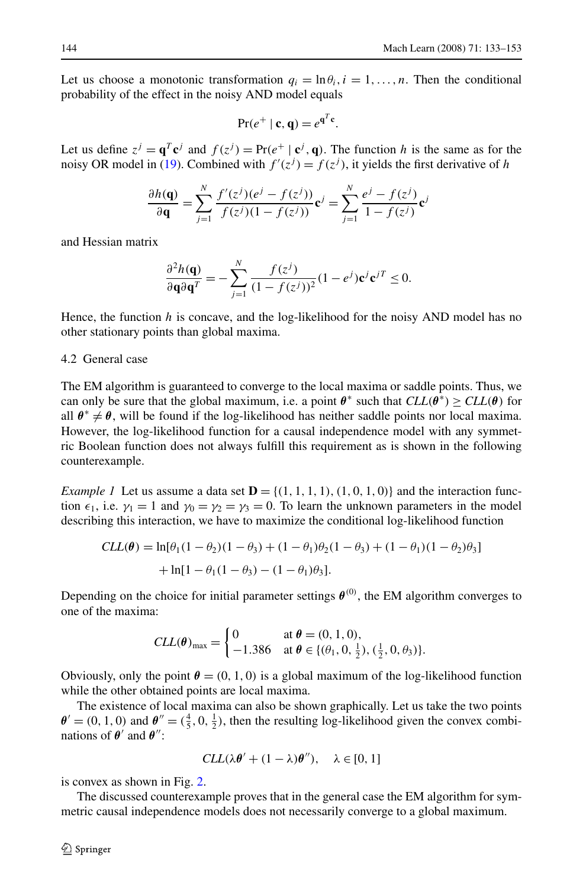Let us choose a monotonic transformation $q_i = \ln \theta_i, i = 1, \ldots, n$. Then the conditional probability of the effect in the noisy AND model equals

$$\Pr(e^+ \mid \mathbf{c}, \mathbf{q}) = e^{\mathbf{q}^T \mathbf{c}}.$$

Let us define $z^j = \mathbf{q}^T \mathbf{c}^j$ and $f(z^j) = \Pr(e^+ \mid \mathbf{c}^j, \mathbf{q})$. The function $h$ is the same as for the noisy OR model in (19). Combined with $f'(z^j) = f(z^j)$, it yields the first derivative of $h$

$$\frac{\partial h(\mathbf{q})}{\partial \mathbf{q}} = \sum_{j=1}^{N} \frac{f'(z^j)(e^j - f(z^j))}{f(z^j)(1 - f(z^j))} \mathbf{c}^j = \sum_{j=1}^{N} \frac{e^j - f(z^j)}{1 - f(z^j)} \mathbf{c}^j$$

and Hessian matrix

$$\frac{\partial^2 h(\mathbf{q})}{\partial \mathbf{q} \partial \mathbf{q}^T} = -\sum_{j=1}^{N} \frac{f(z^j)}{(1 - f(z^j))^2} (1 - e^j) \mathbf{c}^j \mathbf{c}^{jT} \leq 0.$$

Hence, the function $h$ is concave, and the log-likelihood for the noisy AND model has no other stationary points than global maxima.

## 4.2 General case

The EM algorithm is guaranteed to converge to the local maxima or saddle points. Thus, we can only be sure that the global maximum, i.e. a point $\boldsymbol{\theta}^*$ such that $CLL(\boldsymbol{\theta}^*) \geq CLL(\boldsymbol{\theta})$ for all $\boldsymbol{\theta}^* \neq \boldsymbol{\theta}$, will be found if the log-likelihood has neither saddle points nor local maxima. However, the log-likelihood function for a causal independence model with any symmetric Boolean function does not always fulfill this requirement as is shown in the following counterexample.

*Example 1* Let us assume a data set $\mathbf{D} = \{(1, 1, 1, 1), (1, 0, 1, 0)\}$ and the interaction function $\epsilon_1$, i.e. $\gamma_1 = 1$ and $\gamma_0 = \gamma_2 = \gamma_3 = 0$. To learn the unknown parameters in the model describing this interaction, we have to maximize the conditional log-likelihood function

$$\begin{aligned} CLL(\boldsymbol{\theta}) &= \ln[\theta_1(1-\theta_2)(1-\theta_3) + (1-\theta_1)\theta_2(1-\theta_3) + (1-\theta_1)(1-\theta_2)\theta_3] \\ &\quad + \ln[1 - \theta_1(1-\theta_3) - (1-\theta_1)\theta_3]. \end{aligned}$$

Depending on the choice for initial parameter settings $\boldsymbol{\theta}^{(0)}$, the EM algorithm converges to one of the maxima:

$$CLL(\boldsymbol{\theta})_{\max} = \begin{cases} 0 & \text{at } \boldsymbol{\theta} = (0, 1, 0), \\ -1.386 & \text{at } \boldsymbol{\theta} \in \{(\theta_1, 0, \frac{1}{2}), (\frac{1}{2}, 0, \theta_3)\}. \end{cases}$$

Obviously, only the point $\boldsymbol{\theta} = (0, 1, 0)$ is a global maximum of the log-likelihood function while the other obtained points are local maxima.

The existence of local maxima can also be shown graphically. Let us take the two points $\boldsymbol{\theta}' = (0, 1, 0)$ and $\boldsymbol{\theta}'' = (\frac{4}{5}, 0, \frac{1}{2})$, then the resulting log-likelihood given the convex combinations of $\boldsymbol{\theta}'$ and $\boldsymbol{\theta}''$:

$$CLL(\lambda \boldsymbol{\theta}' + (1 - \lambda)\boldsymbol{\theta}''), \quad \lambda \in [0, 1]$$

is convex as shown in Fig. 2.

The discussed counterexample proves that in the general case the EM algorithm for symmetric causal independence models does not necessarily converge to a global maximum.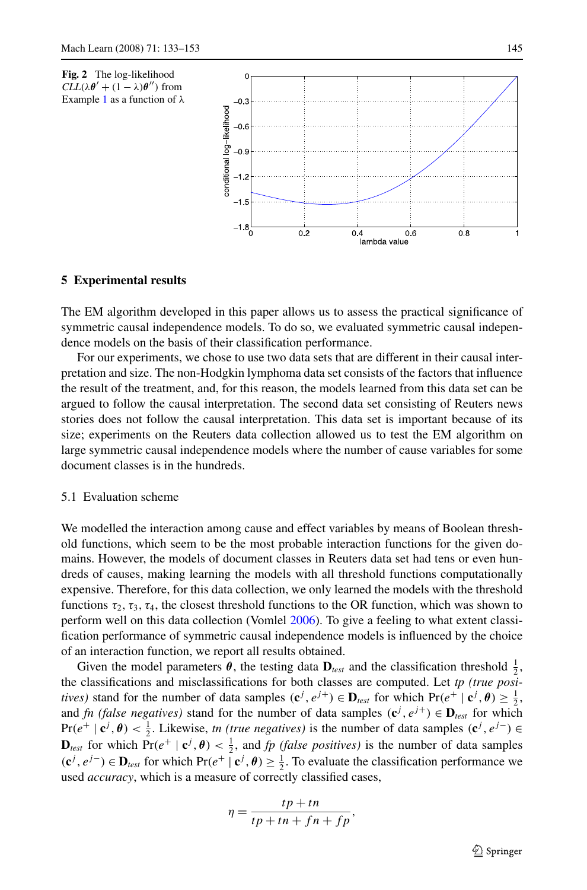**Fig. 2** The log-likelihood $CLL(\lambda\boldsymbol{\theta}' + (1-\lambda)\boldsymbol{\theta}'')$ from Example 1 as a function of $\lambda$

## 5 Experimental results

The EM algorithm developed in this paper allows us to assess the practical significance of symmetric causal independence models. To do so, we evaluated symmetric causal independence models on the basis of their classification performance.

For our experiments, we chose to use two data sets that are different in their causal interpretation and size. The non-Hodgkin lymphoma data set consists of the factors that influence the result of the treatment, and, for this reason, the models learned from this data set can be argued to follow the causal interpretation. The second data set consisting of Reuters news stories does not follow the causal interpretation. This data set is important because of its size; experiments on the Reuters data collection allowed us to test the EM algorithm on large symmetric causal independence models where the number of cause variables for some document classes is in the hundreds.

### 5.1 Evaluation scheme

We modelled the interaction among cause and effect variables by means of Boolean threshold functions, which seem to be the most probable interaction functions for the given domains. However, the models of document classes in Reuters data set had tens or even hundreds of causes, making learning the models with all threshold functions computationally expensive. Therefore, for this data collection, we only learned the models with the threshold functions $\tau_2, \tau_3, \tau_4$, the closest threshold functions to the OR function, which was shown to perform well on this data collection (Vomlel 2006). To give a feeling to what extent classification performance of symmetric causal independence models is influenced by the choice of an interaction function, we report all results obtained.

Given the model parameters $\boldsymbol{\theta}$, the testing data $\mathbf{D}_{test}$ and the classification threshold $\frac{1}{2}$, the classifications and misclassifications for both classes are computed. Let *tp (true positives)* stand for the number of data samples $(\mathbf{c}^j, e^{j+}) \in \mathbf{D}_{test}$ for which $\Pr(e^+ \mid \mathbf{c}^j, \boldsymbol{\theta}) \geq \frac{1}{2}$, and *fn (false negatives)* stand for the number of data samples $(\mathbf{c}^j, e^{j+}) \in \mathbf{D}_{test}$ for which $\Pr(e^+ \mid \mathbf{c}^j, \boldsymbol{\theta}) < \frac{1}{2}$. Likewise, *tn (true negatives)* is the number of data samples $(\mathbf{c}^j, e^{j-}) \in \mathbf{D}_{test}$ for which $\Pr(e^+ \mid \mathbf{c}^j, \boldsymbol{\theta}) < \frac{1}{2}$, and *fp (false positives)* is the number of data samples $(\mathbf{c}^j, e^{j-}) \in \mathbf{D}_{test}$ for which $\Pr(e^+ \mid \mathbf{c}^j, \boldsymbol{\theta}) \geq \frac{1}{2}$. To evaluate the classification performance we used *accuracy*, which is a measure of correctly classified cases,

$$\eta = \frac{tp + tn}{tp + tn + fn + fp},$$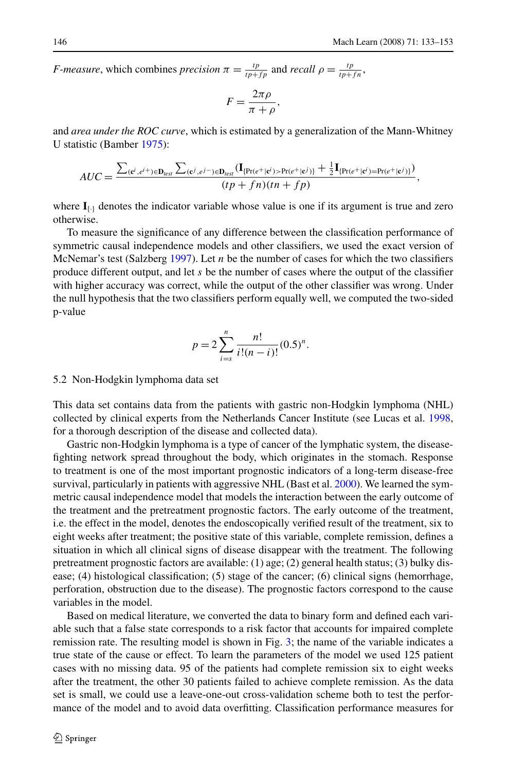*F-measure*, which combines *precision* $\pi = \frac{tp}{tp+fp}$ and *recall* $\rho = \frac{tp}{tp+fn}$,

$$F = \frac{2\pi\rho}{\pi + \rho},$$

and *area under the ROC curve*, which is estimated by a generalization of the Mann-Whitney U statistic (Bamber 1975):

$$AUC = \frac{\sum_{(\mathbf{c}^i, e^{i+}) \in \mathbf{D}_{test}} \sum_{(\mathbf{c}^j, e^{j-}) \in \mathbf{D}_{test}} (\mathbf{I}_{\{\Pr(e^+|\mathbf{c}^i) > \Pr(e^+|\mathbf{c}^j)\}} + \frac{1}{2}\mathbf{I}_{\{\Pr(e^+|\mathbf{c}^i) = \Pr(e^+|\mathbf{c}^j)\}})}{(tp + fn)(tn + fp)},$$

where $\mathbf{I}_{\{\cdot\}}$ denotes the indicator variable whose value is one if its argument is true and zero otherwise.

To measure the significance of any difference between the classification performance of symmetric causal independence models and other classifiers, we used the exact version of McNemar's test (Salzberg 1997). Let $n$ be the number of cases for which the two classifiers produce different output, and let $s$ be the number of cases where the output of the classifier with higher accuracy was correct, while the output of the other classifier was wrong. Under the null hypothesis that the two classifiers perform equally well, we computed the two-sided p-value

$$p = 2\sum_{i=s}^{n} \frac{n!}{i!(n-i)!}(0.5)^n.$$

### 5.2 Non-Hodgkin lymphoma data set

This data set contains data from the patients with gastric non-Hodgkin lymphoma (NHL) collected by clinical experts from the Netherlands Cancer Institute (see Lucas et al. 1998, for a thorough description of the disease and collected data).

Gastric non-Hodgkin lymphoma is a type of cancer of the lymphatic system, the disease-fighting network spread throughout the body, which originates in the stomach. Response to treatment is one of the most important prognostic indicators of a long-term disease-free survival, particularly in patients with aggressive NHL (Bast et al. 2000). We learned the symmetric causal independence model that models the interaction between the early outcome of the treatment and the pretreatment prognostic factors. The early outcome of the treatment, i.e. the effect in the model, denotes the endoscopically verified result of the treatment, six to eight weeks after treatment; the positive state of this variable, complete remission, defines a situation in which all clinical signs of disease disappear with the treatment. The following pretreatment prognostic factors are available: (1) age; (2) general health status; (3) bulky disease; (4) histological classification; (5) stage of the cancer; (6) clinical signs (hemorrhage, perforation, obstruction due to the disease). The prognostic factors correspond to the cause variables in the model.

Based on medical literature, we converted the data to binary form and defined each variable such that a false state corresponds to a risk factor that accounts for impaired complete remission rate. The resulting model is shown in Fig. 3; the name of the variable indicates a true state of the cause or effect. To learn the parameters of the model we used 125 patient cases with no missing data. 95 of the patients had complete remission six to eight weeks after the treatment, the other 30 patients failed to achieve complete remission. As the data set is small, we could use a leave-one-out cross-validation scheme both to test the performance of the model and to avoid data overfitting. Classification performance measures for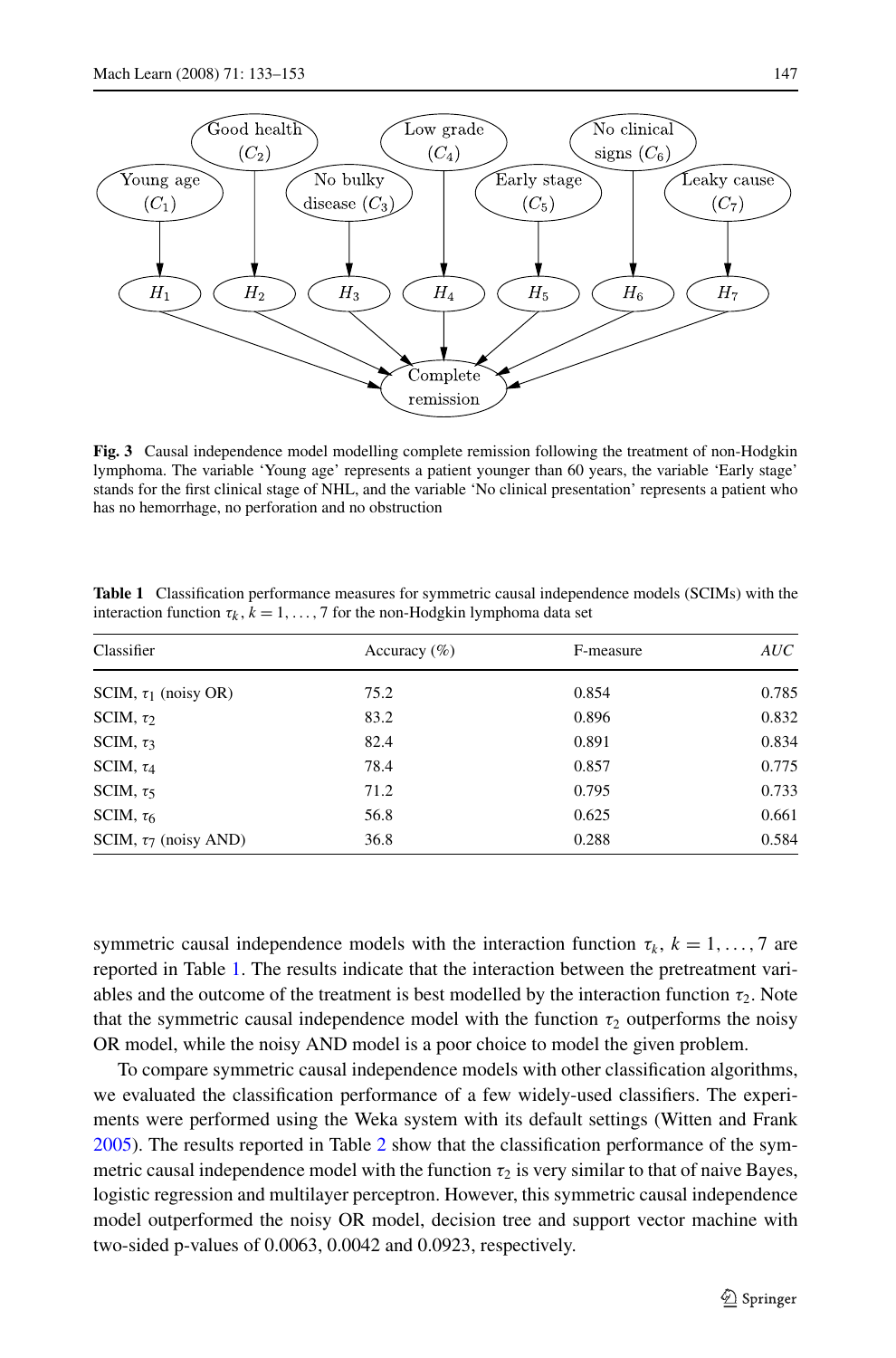**Fig. 3** Causal independence model modelling complete remission following the treatment of non-Hodgkin lymphoma. The variable 'Young age' represents a patient younger than 60 years, the variable 'Early stage' stands for the first clinical stage of NHL, and the variable 'No clinical presentation' represents a patient who has no hemorrhage, no perforation and no obstruction

**Table 1** Classification performance measures for symmetric causal independence models (SCIMs) with the interaction function $\tau_k, k = 1, \ldots, 7$ for the non-Hodgkin lymphoma data set

| Classifier | Accuracy (%) | F-measure | *AUC* |
|---|---|---|---|
| SCIM, $\tau_1$ (noisy OR) | 75.2 | 0.854 | 0.785 |
| SCIM, $\tau_2$ | 83.2 | 0.896 | 0.832 |
| SCIM, $\tau_3$ | 82.4 | 0.891 | 0.834 |
| SCIM, $\tau_4$ | 78.4 | 0.857 | 0.775 |
| SCIM, $\tau_5$ | 71.2 | 0.795 | 0.733 |
| SCIM, $\tau_6$ | 56.8 | 0.625 | 0.661 |
| SCIM, $\tau_7$ (noisy AND) | 36.8 | 0.288 | 0.584 |

symmetric causal independence models with the interaction function $\tau_k$, $k = 1, \ldots, 7$ are reported in Table 1. The results indicate that the interaction between the pretreatment variables and the outcome of the treatment is best modelled by the interaction function $\tau_2$. Note that the symmetric causal independence model with the function $\tau_2$ outperforms the noisy OR model, while the noisy AND model is a poor choice to model the given problem.

To compare symmetric causal independence models with other classification algorithms, we evaluated the classification performance of a few widely-used classifiers. The experiments were performed using the Weka system with its default settings (Witten and Frank 2005). The results reported in Table 2 show that the classification performance of the symmetric causal independence model with the function $\tau_2$ is very similar to that of naive Bayes, logistic regression and multilayer perceptron. However, this symmetric causal independence model outperformed the noisy OR model, decision tree and support vector machine with two-sided p-values of 0.0063, 0.0042 and 0.0923, respectively.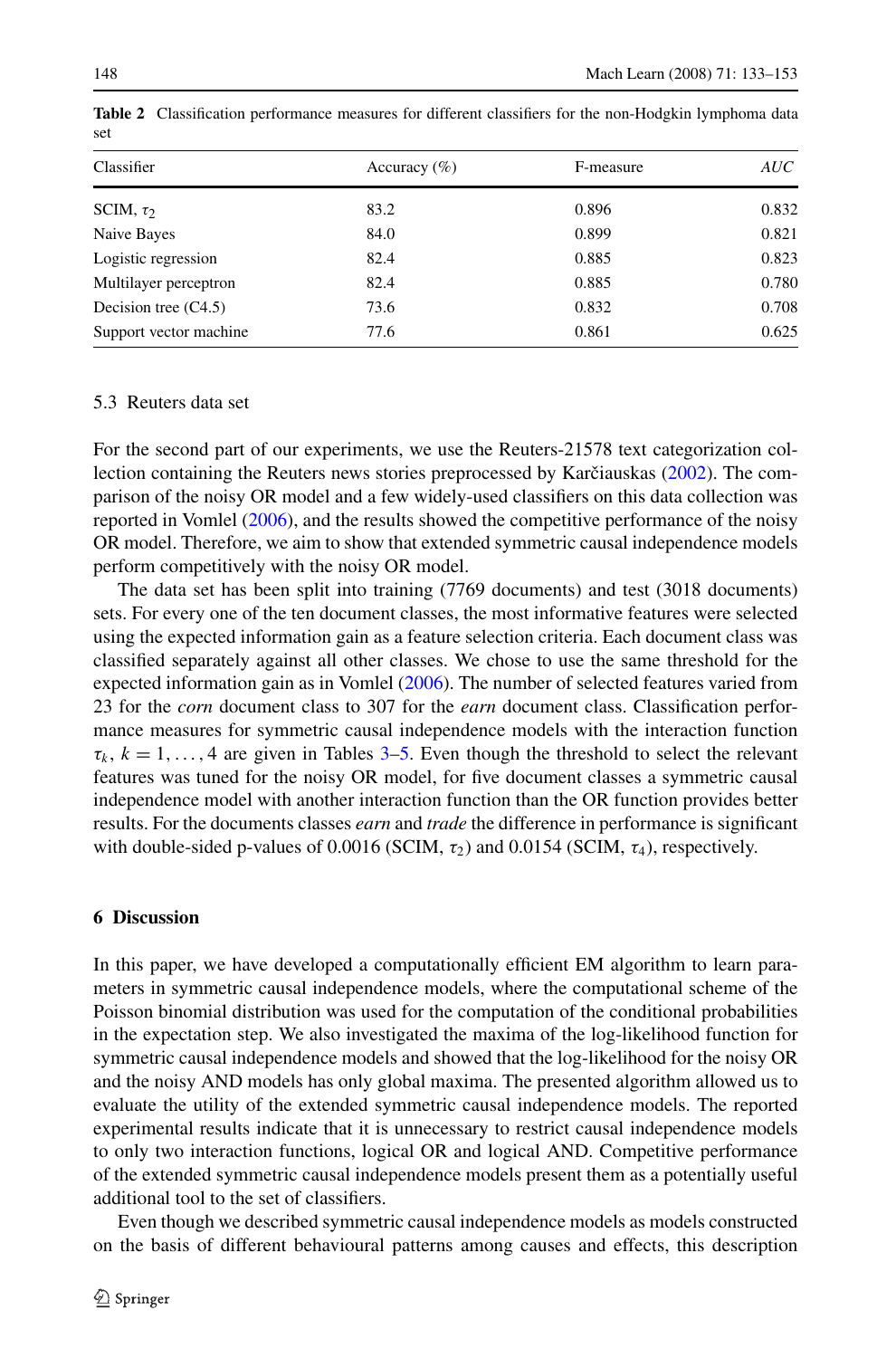**Table 2** Classification performance measures for different classifiers for the non-Hodgkin lymphoma data set

| Classifier | Accuracy (%) | F-measure | *AUC* |
|---|---|---|---|
| SCIM, $\tau_2$ | 83.2 | 0.896 | 0.832 |
| Naive Bayes | 84.0 | 0.899 | 0.821 |
| Logistic regression | 82.4 | 0.885 | 0.823 |
| Multilayer perceptron | 82.4 | 0.885 | 0.780 |
| Decision tree (C4.5) | 73.6 | 0.832 | 0.708 |
| Support vector machine | 77.6 | 0.861 | 0.625 |

### 5.3 Reuters data set

For the second part of our experiments, we use the Reuters-21578 text categorization collection containing the Reuters news stories preprocessed by Karčiauskas (2002). The comparison of the noisy OR model and a few widely-used classifiers on this data collection was reported in Vomlel (2006), and the results showed the competitive performance of the noisy OR model. Therefore, we aim to show that extended symmetric causal independence models perform competitively with the noisy OR model.

The data set has been split into training (7769 documents) and test (3018 documents) sets. For every one of the ten document classes, the most informative features were selected using the expected information gain as a feature selection criteria. Each document class was classified separately against all other classes. We chose to use the same threshold for the expected information gain as in Vomlel (2006). The number of selected features varied from 23 for the *corn* document class to 307 for the *earn* document class. Classification performance measures for symmetric causal independence models with the interaction function $\tau_k$, $k = 1, \ldots, 4$ are given in Tables 3–5. Even though the threshold to select the relevant features was tuned for the noisy OR model, for five document classes a symmetric causal independence model with another interaction function than the OR function provides better results. For the documents classes *earn* and *trade* the difference in performance is significant with double-sided p-values of 0.0016 (SCIM, $\tau_2$) and 0.0154 (SCIM, $\tau_4$), respectively.

## 6 Discussion

In this paper, we have developed a computationally efficient EM algorithm to learn parameters in symmetric causal independence models, where the computational scheme of the Poisson binomial distribution was used for the computation of the conditional probabilities in the expectation step. We also investigated the maxima of the log-likelihood function for symmetric causal independence models and showed that the log-likelihood for the noisy OR and the noisy AND models has only global maxima. The presented algorithm allowed us to evaluate the utility of the extended symmetric causal independence models. The reported experimental results indicate that it is unnecessary to restrict causal independence models to only two interaction functions, logical OR and logical AND. Competitive performance of the extended symmetric causal independence models present them as a potentially useful additional tool to the set of classifiers.

Even though we described symmetric causal independence models as models constructed on the basis of different behavioural patterns among causes and effects, this description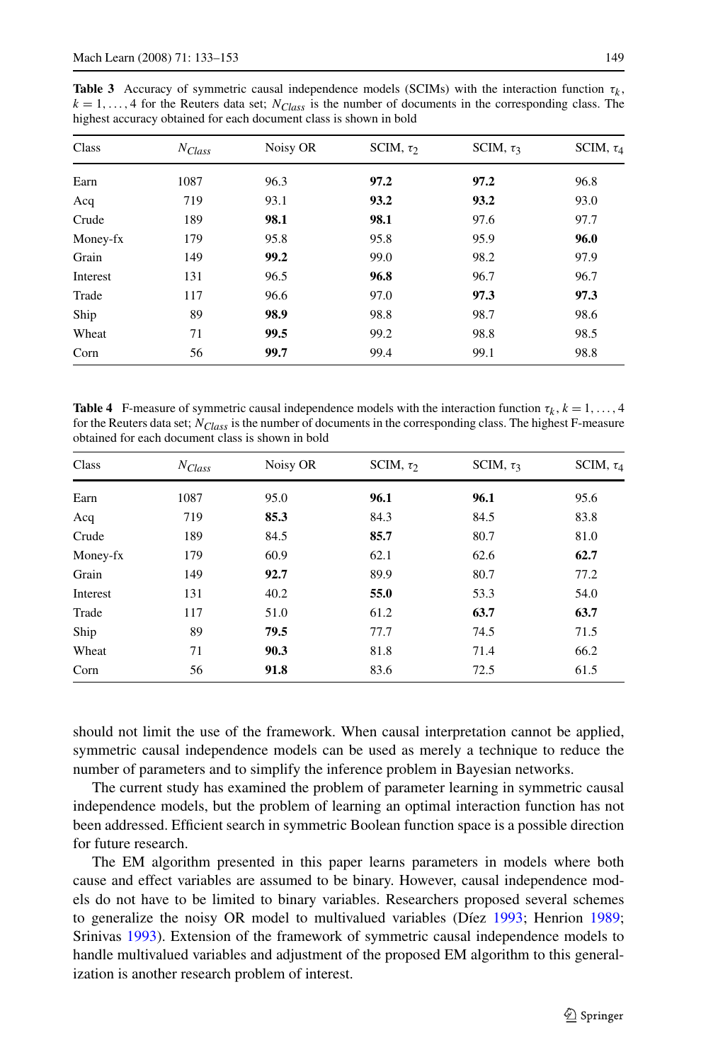**Table 3** Accuracy of symmetric causal independence models (SCIMs) with the interaction function $\tau_k$, $k = 1, \ldots, 4$ for the Reuters data set; $N_{Class}$ is the number of documents in the corresponding class. The highest accuracy obtained for each document class is shown in bold

| Class | $N_{Class}$ | Noisy OR | SCIM, $\tau_2$ | SCIM, $\tau_3$ | SCIM, $\tau_4$ |
|---|---|---|---|---|---|
| Earn | 1087 | 96.3 | **97.2** | **97.2** | 96.8 |
| Acq | 719 | 93.1 | **93.2** | **93.2** | 93.0 |
| Crude | 189 | **98.1** | **98.1** | 97.6 | 97.7 |
| Money-fx | 179 | 95.8 | 95.8 | 95.9 | **96.0** |
| Grain | 149 | **99.2** | 99.0 | 98.2 | 97.9 |
| Interest | 131 | 96.5 | **96.8** | 96.7 | 96.7 |
| Trade | 117 | 96.6 | 97.0 | **97.3** | **97.3** |
| Ship | 89 | **98.9** | 98.8 | 98.7 | 98.6 |
| Wheat | 71 | **99.5** | 99.2 | 98.8 | 98.5 |
| Corn | 56 | **99.7** | 99.4 | 99.1 | 98.8 |

**Table 4** F-measure of symmetric causal independence models with the interaction function $\tau_k$, $k = 1, \ldots, 4$ for the Reuters data set; $N_{Class}$ is the number of documents in the corresponding class. The highest F-measure obtained for each document class is shown in bold

| Class | $N_{Class}$ | Noisy OR | SCIM, $\tau_2$ | SCIM, $\tau_3$ | SCIM, $\tau_4$ |
|---|---|---|---|---|---|
| Earn | 1087 | 95.0 | **96.1** | **96.1** | 95.6 |
| Acq | 719 | **85.3** | 84.3 | 84.5 | 83.8 |
| Crude | 189 | 84.5 | **85.7** | 80.7 | 81.0 |
| Money-fx | 179 | 60.9 | 62.1 | 62.6 | **62.7** |
| Grain | 149 | **92.7** | 89.9 | 80.7 | 77.2 |
| Interest | 131 | 40.2 | **55.0** | 53.3 | 54.0 |
| Trade | 117 | 51.0 | 61.2 | **63.7** | **63.7** |
| Ship | 89 | **79.5** | 77.7 | 74.5 | 71.5 |
| Wheat | 71 | **90.3** | 81.8 | 71.4 | 66.2 |
| Corn | 56 | **91.8** | 83.6 | 72.5 | 61.5 |

should not limit the use of the framework. When causal interpretation cannot be applied, symmetric causal independence models can be used as merely a technique to reduce the number of parameters and to simplify the inference problem in Bayesian networks.

The current study has examined the problem of parameter learning in symmetric causal independence models, but the problem of learning an optimal interaction function has not been addressed. Efficient search in symmetric Boolean function space is a possible direction for future research.

The EM algorithm presented in this paper learns parameters in models where both cause and effect variables are assumed to be binary. However, causal independence models do not have to be limited to binary variables. Researchers proposed several schemes to generalize the noisy OR model to multivalued variables (Díez 1993; Henrion 1989; Srinivas 1993). Extension of the framework of symmetric causal independence models to handle multivalued variables and adjustment of the proposed EM algorithm to this generalization is another research problem of interest.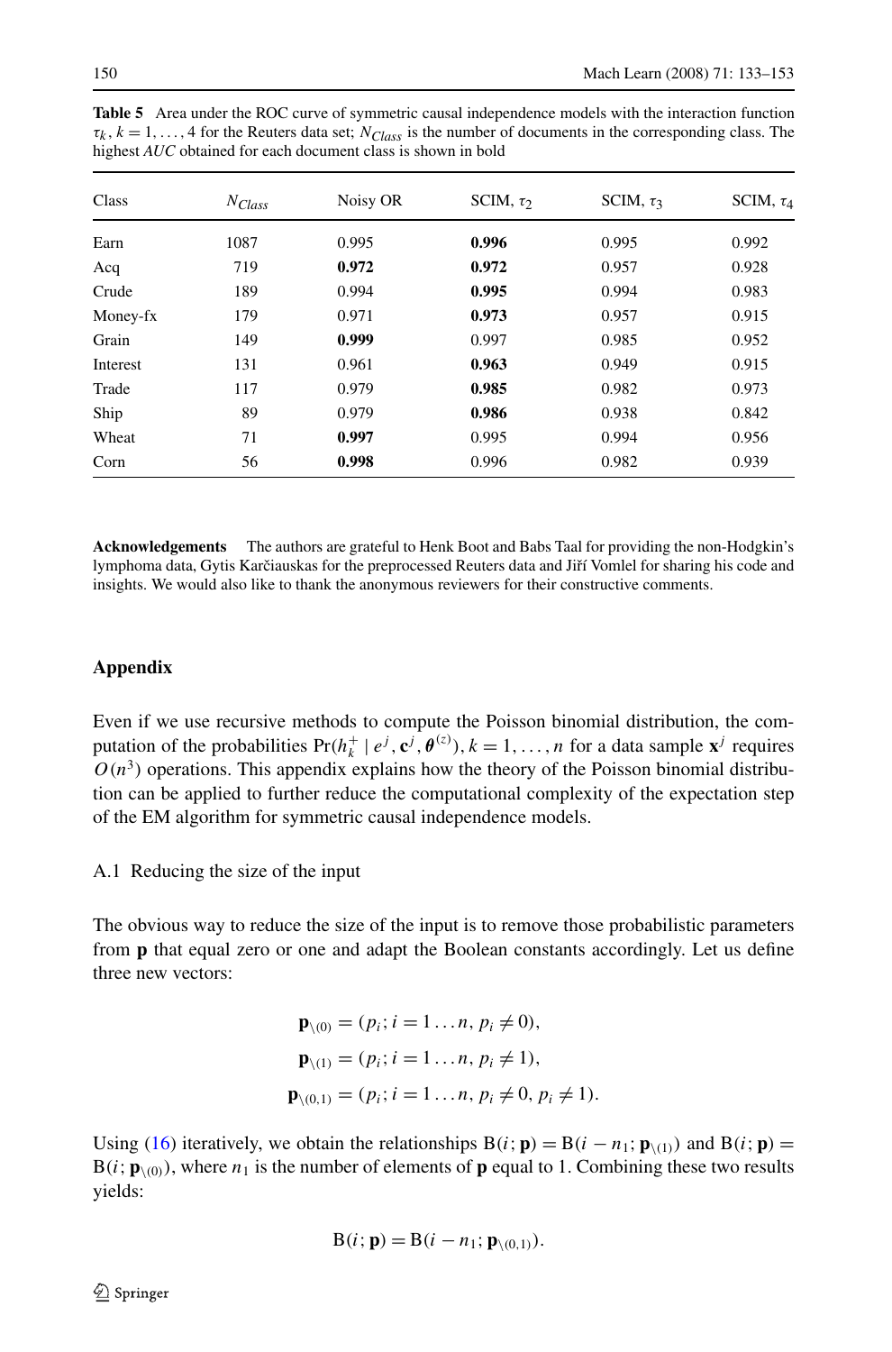**Table 5** Area under the ROC curve of symmetric causal independence models with the interaction function $\tau_k$, $k = 1, \ldots, 4$ for the Reuters data set; $N_{Class}$ is the number of documents in the corresponding class. The highest *AUC* obtained for each document class is shown in bold

| Class | $N_{Class}$ | Noisy OR | SCIM, $\tau_2$ | SCIM, $\tau_3$ | SCIM, $\tau_4$ |
|---|---|---|---|---|---|
| Earn | 1087 | 0.995 | **0.996** | 0.995 | 0.992 |
| Acq | 719 | **0.972** | **0.972** | 0.957 | 0.928 |
| Crude | 189 | 0.994 | **0.995** | 0.994 | 0.983 |
| Money-fx | 179 | 0.971 | **0.973** | 0.957 | 0.915 |
| Grain | 149 | **0.999** | 0.997 | 0.985 | 0.952 |
| Interest | 131 | 0.961 | **0.963** | 0.949 | 0.915 |
| Trade | 117 | 0.979 | **0.985** | 0.982 | 0.973 |
| Ship | 89 | 0.979 | **0.986** | 0.938 | 0.842 |
| Wheat | 71 | **0.997** | 0.995 | 0.994 | 0.956 |
| Corn | 56 | **0.998** | 0.996 | 0.982 | 0.939 |

**Acknowledgements** The authors are grateful to Henk Boot and Babs Taal for providing the non-Hodgkin's lymphoma data, Gytis Karčiauskas for the preprocessed Reuters data and Jiří Vomlel for sharing his code and insights. We would also like to thank the anonymous reviewers for their constructive comments.

## Appendix

Even if we use recursive methods to compute the Poisson binomial distribution, the computation of the probabilities $\Pr(h_k^+ \mid e^j, \mathbf{c}^j, \boldsymbol{\theta}^{(z)})$, $k = 1, \ldots, n$ for a data sample $\mathbf{x}^j$ requires $O(n^3)$ operations. This appendix explains how the theory of the Poisson binomial distribution can be applied to further reduce the computational complexity of the expectation step of the EM algorithm for symmetric causal independence models.

### A.1 Reducing the size of the input

The obvious way to reduce the size of the input is to remove those probabilistic parameters from $\mathbf{p}$ that equal zero or one and adapt the Boolean constants accordingly. Let us define three new vectors:

$$\mathbf{p}_{\setminus(0)} = (p_i; i = 1 \ldots n, p_i \neq 0),$$

$$\mathbf{p}_{\setminus(1)} = (p_i; i = 1 \ldots n, p_i \neq 1),$$

$$\mathbf{p}_{\setminus(0,1)} = (p_i; i = 1 \ldots n, p_i \neq 0, p_i \neq 1).$$

Using (16) iteratively, we obtain the relationships $\mathrm{B}(i; \mathbf{p}) = \mathrm{B}(i - n_1; \mathbf{p}_{\setminus(1)})$ and $\mathrm{B}(i; \mathbf{p}) = \mathrm{B}(i; \mathbf{p}_{\setminus(0)})$, where $n_1$ is the number of elements of $\mathbf{p}$ equal to 1. Combining these two results yields:

$$\mathrm{B}(i; \mathbf{p}) = \mathrm{B}(i - n_1; \mathbf{p}_{\setminus(0,1)}).$$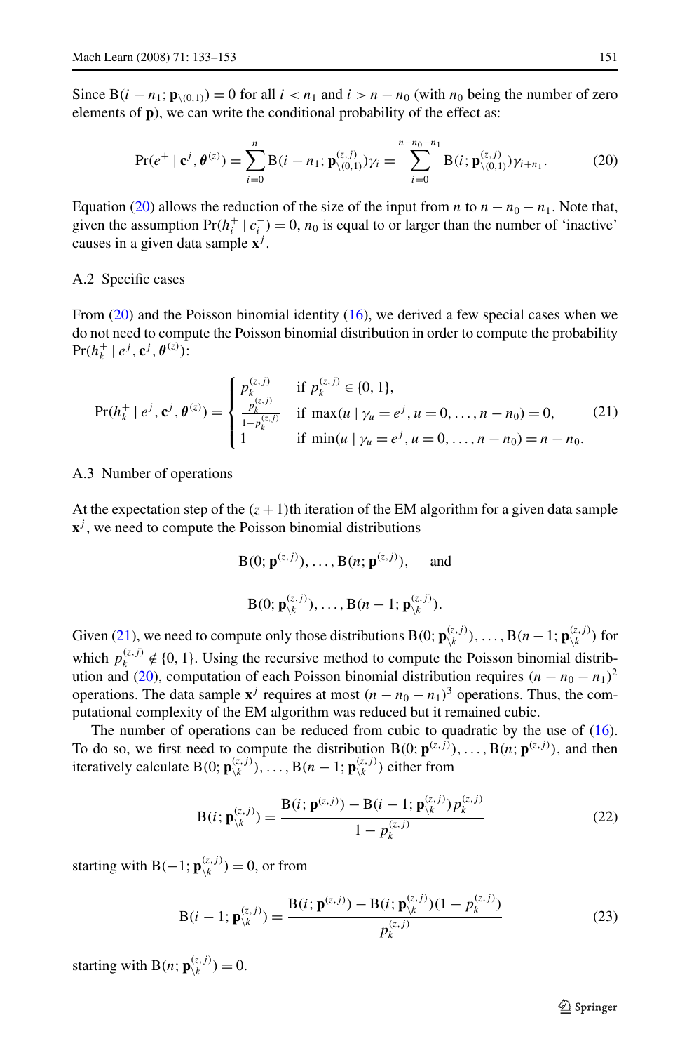Since $\mathrm{B}(i - n_1; \mathbf{p}_{\setminus(0,1)}) = 0$ for all $i < n_1$ and $i > n - n_0$ (with $n_0$ being the number of zero elements of $\mathbf{p}$), we can write the conditional probability of the effect as:

$$\Pr(e^+ \mid \mathbf{c}^j, \boldsymbol{\theta}^{(z)}) = \sum_{i=0}^{n} \mathrm{B}(i - n_1; \mathbf{p}^{(z,j)}_{\setminus(0,1)})\gamma_i = \sum_{i=0}^{n-n_0-n_1} \mathrm{B}(i; \mathbf{p}^{(z,j)}_{\setminus(0,1)})\gamma_{i+n_1}. \tag{20}$$

Equation (20) allows the reduction of the size of the input from $n$ to $n - n_0 - n_1$. Note that, given the assumption $\Pr(h_i^+ \mid c_i^-) = 0$, $n_0$ is equal to or larger than the number of 'inactive' causes in a given data sample $\mathbf{x}^j$.

### A.2 Specific cases

From (20) and the Poisson binomial identity (16), we derived a few special cases when we do not need to compute the Poisson binomial distribution in order to compute the probability $\Pr(h_k^+ \mid e^j, \mathbf{c}^j, \boldsymbol{\theta}^{(z)})$:

$$\Pr(h_k^+ \mid e^j, \mathbf{c}^j, \boldsymbol{\theta}^{(z)}) = \begin{cases} p_k^{(z,j)} & \text{if } p_k^{(z,j)} \in \{0, 1\}, \\ \frac{p_k^{(z,j)}}{1-p_k^{(z,j)}} & \text{if } \max(u \mid \gamma_u = e^j, u = 0, \ldots, n - n_0) = 0, \\ 1 & \text{if } \min(u \mid \gamma_u = e^j, u = 0, \ldots, n - n_0) = n - n_0. \end{cases} \tag{21}$$

### A.3 Number of operations

At the expectation step of the $(z+1)$th iteration of the EM algorithm for a given data sample $\mathbf{x}^j$, we need to compute the Poisson binomial distributions

$$\mathrm{B}(0; \mathbf{p}^{(z,j)}), \ldots, \mathrm{B}(n; \mathbf{p}^{(z,j)}), \quad \text{and}$$

$$\mathrm{B}(0; \mathbf{p}^{(z,j)}_{\setminus k}), \ldots, \mathrm{B}(n-1; \mathbf{p}^{(z,j)}_{\setminus k}).$$

Given (21), we need to compute only those distributions $\mathrm{B}(0; \mathbf{p}^{(z,j)}_{\setminus k}), \ldots, \mathrm{B}(n-1; \mathbf{p}^{(z,j)}_{\setminus k})$ for which $p_k^{(z,j)} \notin \{0, 1\}$. Using the recursive method to compute the Poisson binomial distribution and (20), computation of each Poisson binomial distribution requires $(n - n_0 - n_1)^2$ operations. The data sample $\mathbf{x}^j$ requires at most $(n - n_0 - n_1)^3$ operations. Thus, the computational complexity of the EM algorithm was reduced but it remained cubic.

The number of operations can be reduced from cubic to quadratic by the use of (16). To do so, we first need to compute the distribution $\mathrm{B}(0; \mathbf{p}^{(z,j)}), \ldots, \mathrm{B}(n; \mathbf{p}^{(z,j)})$, and then iteratively calculate $\mathrm{B}(0; \mathbf{p}^{(z,j)}_{\setminus k}), \ldots, \mathrm{B}(n-1; \mathbf{p}^{(z,j)}_{\setminus k})$ either from

$$\mathrm{B}(i; \mathbf{p}^{(z,j)}_{\setminus k}) = \frac{\mathrm{B}(i; \mathbf{p}^{(z,j)}) - \mathrm{B}(i-1; \mathbf{p}^{(z,j)}_{\setminus k})p_k^{(z,j)}}{1 - p_k^{(z,j)}} \tag{22}$$

starting with $\mathrm{B}(-1; \mathbf{p}^{(z,j)}_{\setminus k}) = 0$, or from

$$\mathrm{B}(i-1; \mathbf{p}^{(z,j)}_{\setminus k}) = \frac{\mathrm{B}(i; \mathbf{p}^{(z,j)}) - \mathrm{B}(i; \mathbf{p}^{(z,j)}_{\setminus k})(1 - p_k^{(z,j)})}{p_k^{(z,j)}} \tag{23}$$

starting with $\mathrm{B}(n; \mathbf{p}^{(z,j)}_{\setminus k}) = 0$.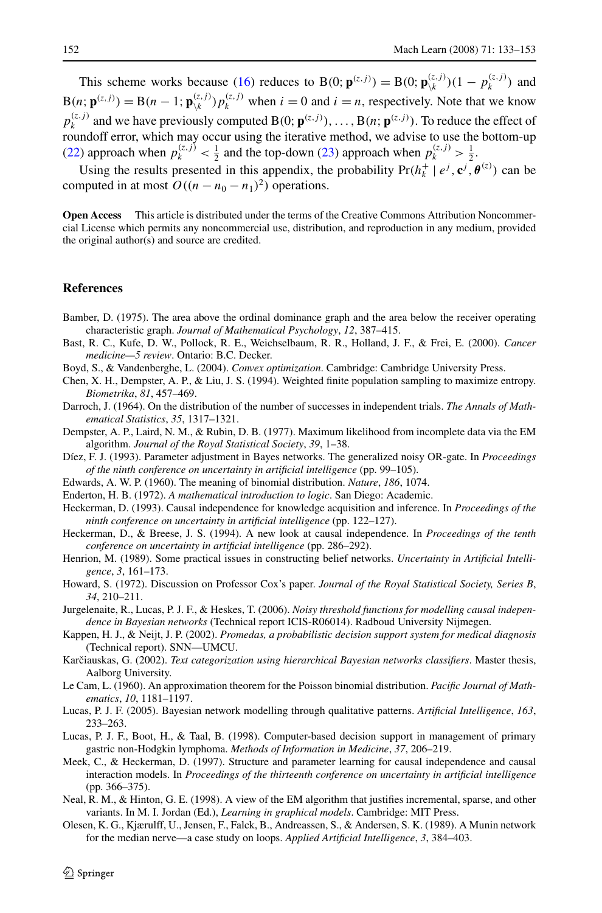This scheme works because (16) reduces to $\mathrm{B}(0; \mathbf{p}^{(z,j)}) = \mathrm{B}(0; \mathbf{p}_{\setminus k}^{(z,j)})(1 - p_k^{(z,j)})$ and $\mathrm{B}(n; \mathbf{p}^{(z,j)}) = \mathrm{B}(n-1; \mathbf{p}_{\setminus k}^{(z,j)}) p_k^{(z,j)}$ when $i = 0$ and $i = n$, respectively. Note that we know $p_k^{(z,j)}$ and we have previously computed $\mathrm{B}(0; \mathbf{p}^{(z,j)}), \ldots, \mathrm{B}(n; \mathbf{p}^{(z,j)})$. To reduce the effect of roundoff error, which may occur using the iterative method, we advise to use the bottom-up (22) approach when $p_k^{(z,j)} < \frac{1}{2}$ and the top-down (23) approach when $p_k^{(z,j)} > \frac{1}{2}$.

Using the results presented in this appendix, the probability $\Pr(h_k^+ \mid e^j, \mathbf{c}^j, \boldsymbol{\theta}^{(z)})$ can be computed in at most $O((n - n_0 - n_1)^2)$ operations.

**Open Access** This article is distributed under the terms of the Creative Commons Attribution Noncommercial License which permits any noncommercial use, distribution, and reproduction in any medium, provided the original author(s) and source are credited.

## References

Bamber, D. (1975). The area above the ordinal dominance graph and the area below the receiver operating characteristic graph. *Journal of Mathematical Psychology*, *12*, 387–415.

Bast, R. C., Kufe, D. W., Pollock, R. E., Weichselbaum, R. R., Holland, J. F., & Frei, E. (2000). *Cancer medicine—5 review*. Ontario: B.C. Decker.

Boyd, S., & Vandenberghe, L. (2004). *Convex optimization*. Cambridge: Cambridge University Press.

Chen, X. H., Dempster, A. P., & Liu, J. S. (1994). Weighted finite population sampling to maximize entropy. *Biometrika*, *81*, 457–469.

Darroch, J. (1964). On the distribution of the number of successes in independent trials. *The Annals of Mathematical Statistics*, *35*, 1317–1321.

Dempster, A. P., Laird, N. M., & Rubin, D. B. (1977). Maximum likelihood from incomplete data via the EM algorithm. *Journal of the Royal Statistical Society*, *39*, 1–38.

Díez, F. J. (1993). Parameter adjustment in Bayes networks. The generalized noisy OR-gate. In *Proceedings of the ninth conference on uncertainty in artificial intelligence* (pp. 99–105).

Edwards, A. W. P. (1960). The meaning of binomial distribution. *Nature*, *186*, 1074.

Enderton, H. B. (1972). *A mathematical introduction to logic*. San Diego: Academic.

Heckerman, D. (1993). Causal independence for knowledge acquisition and inference. In *Proceedings of the ninth conference on uncertainty in artificial intelligence* (pp. 122–127).

Heckerman, D., & Breese, J. S. (1994). A new look at causal independence. In *Proceedings of the tenth conference on uncertainty in artificial intelligence* (pp. 286–292).

Henrion, M. (1989). Some practical issues in constructing belief networks. *Uncertainty in Artificial Intelligence*, *3*, 161–173.

Howard, S. (1972). Discussion on Professor Cox's paper. *Journal of the Royal Statistical Society, Series B*, *34*, 210–211.

Jurgelenaite, R., Lucas, P. J. F., & Heskes, T. (2006). *Noisy threshold functions for modelling causal independence in Bayesian networks* (Technical report ICIS-R06014). Radboud University Nijmegen.

Kappen, H. J., & Neijt, J. P. (2002). *Promedas, a probabilistic decision support system for medical diagnosis* (Technical report). SNN—UMCU.

Karčiauskas, G. (2002). *Text categorization using hierarchical Bayesian networks classifiers*. Master thesis, Aalborg University.

Le Cam, L. (1960). An approximation theorem for the Poisson binomial distribution. *Pacific Journal of Mathematics*, *10*, 1181–1197.

Lucas, P. J. F. (2005). Bayesian network modelling through qualitative patterns. *Artificial Intelligence*, *163*, 233–263.

Lucas, P. J. F., Boot, H., & Taal, B. (1998). Computer-based decision support in management of primary gastric non-Hodgkin lymphoma. *Methods of Information in Medicine*, *37*, 206–219.

Meek, C., & Heckerman, D. (1997). Structure and parameter learning for causal independence and causal interaction models. In *Proceedings of the thirteenth conference on uncertainty in artificial intelligence* (pp. 366–375).

Neal, R. M., & Hinton, G. E. (1998). A view of the EM algorithm that justifies incremental, sparse, and other variants. In M. I. Jordan (Ed.), *Learning in graphical models*. Cambridge: MIT Press.

Olesen, K. G., Kjærulff, U., Jensen, F., Falck, B., Andreassen, S., & Andersen, S. K. (1989). A Munin network for the median nerve—a case study on loops. *Applied Artificial Intelligence*, *3*, 384–403.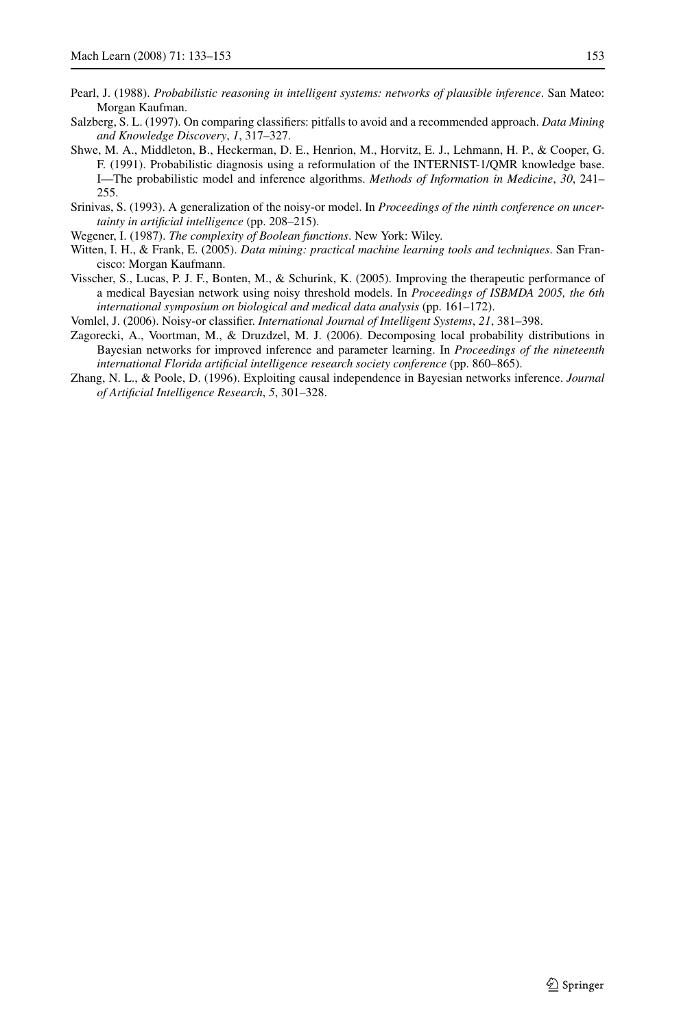Pearl, J. (1988). *Probabilistic reasoning in intelligent systems: networks of plausible inference*. San Mateo: Morgan Kaufman.

Salzberg, S. L. (1997). On comparing classifiers: pitfalls to avoid and a recommended approach. *Data Mining and Knowledge Discovery*, *1*, 317–327.

Shwe, M. A., Middleton, B., Heckerman, D. E., Henrion, M., Horvitz, E. J., Lehmann, H. P., & Cooper, G. F. (1991). Probabilistic diagnosis using a reformulation of the INTERNIST-1/QMR knowledge base. I—The probabilistic model and inference algorithms. *Methods of Information in Medicine*, *30*, 241–255.

Srinivas, S. (1993). A generalization of the noisy-or model. In *Proceedings of the ninth conference on uncertainty in artificial intelligence* (pp. 208–215).

Wegener, I. (1987). *The complexity of Boolean functions*. New York: Wiley.

Witten, I. H., & Frank, E. (2005). *Data mining: practical machine learning tools and techniques*. San Francisco: Morgan Kaufmann.

Visscher, S., Lucas, P. J. F., Bonten, M., & Schurink, K. (2005). Improving the therapeutic performance of a medical Bayesian network using noisy threshold models. In *Proceedings of ISBMDA 2005, the 6th international symposium on biological and medical data analysis* (pp. 161–172).

Vomlel, J. (2006). Noisy-or classifier. *International Journal of Intelligent Systems*, *21*, 381–398.

Zagorecki, A., Voortman, M., & Druzdzel, M. J. (2006). Decomposing local probability distributions in Bayesian networks for improved inference and parameter learning. In *Proceedings of the nineteenth international Florida artificial intelligence research society conference* (pp. 860–865).

Zhang, N. L., & Poole, D. (1996). Exploiting causal independence in Bayesian networks inference. *Journal of Artificial Intelligence Research*, *5*, 301–328.